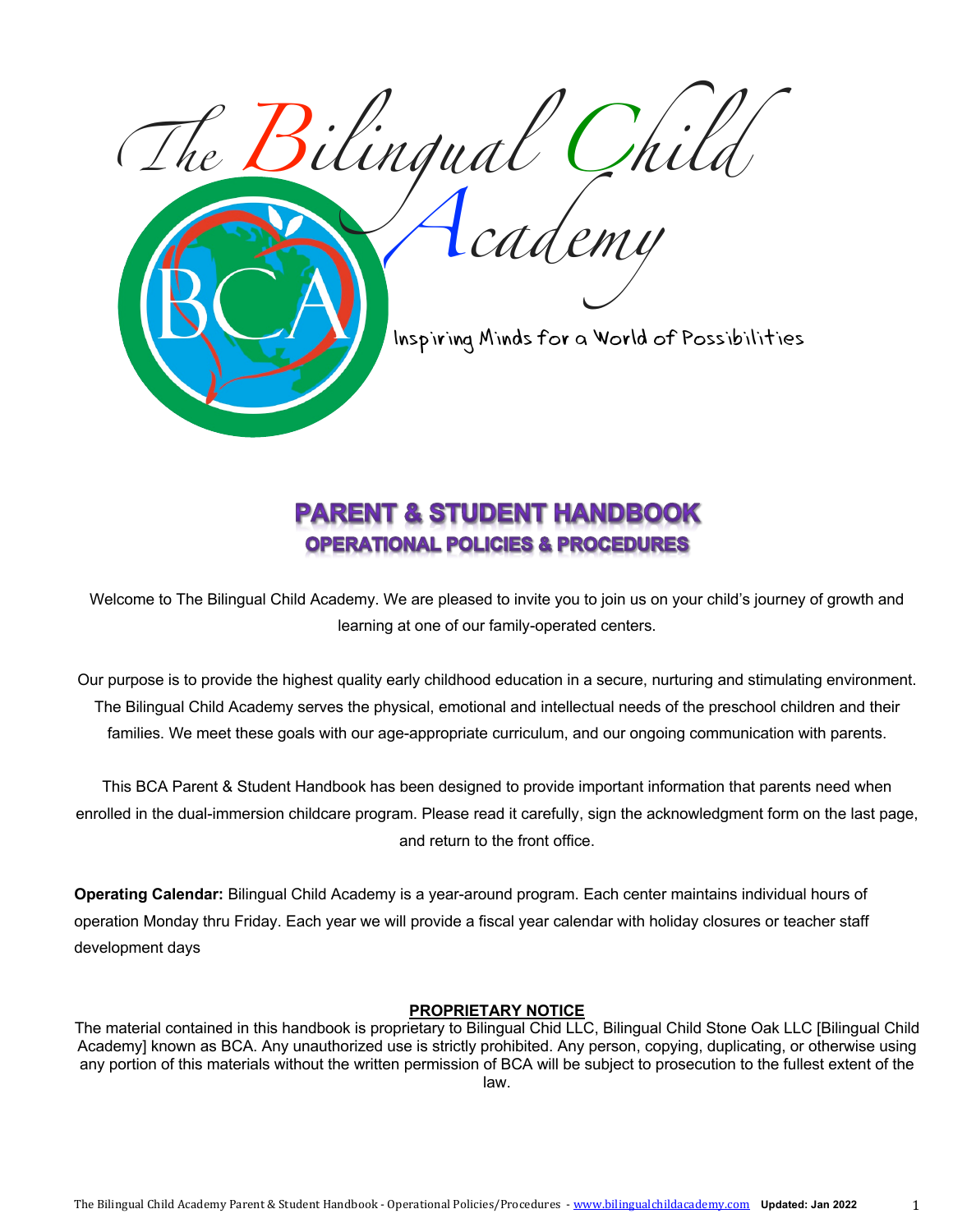# The Bilingual Child Academy

Inspiring Minds for a World of Possibilities

## PARENT & STUDENT HANDBOOK

### OPERATIONAL POLICIES & PROCEDURES

Welcome to The Bilingual Child Academy. We are pleased to invite you to join us on your child's journey of growth and learning at one of our family-operated centers.

Our purpose is to provide the highest quality early childhood education in a secure, nurturing and stimulating environment. The Bilingual Child Academy serves the physical, emotional and intellectual needs of the preschool children and their families. We meet these goals with our age-appropriate curriculum, and our ongoing communication with parents.

This BCA Parent & Student Handbook has been designed to provide important information that parents need when enrolled in the dual-immersion childcare program. Please read it carefully, sign the acknowledgment form on the last page, and return to the front office.

**Operating Calendar:** Bilingual Child Academy is a year-around program. Each center maintains individual hours of operation Monday thru Friday. Each year we will provide a fiscal year calendar with holiday closures or teacher staff development days

**PROPRIETARY NOTICE**

The material contained in this handbook is proprietary to Bilingual Chid LLC, Bilingual Child Stone Oak LLC [Bilingual Child Academy] known as BCA. Any unauthorized use is strictly prohibited. Any person, copying, duplicating, or otherwise using any portion of this materials without the written permission of BCA will be subject to prosecution to the fullest extent of the law.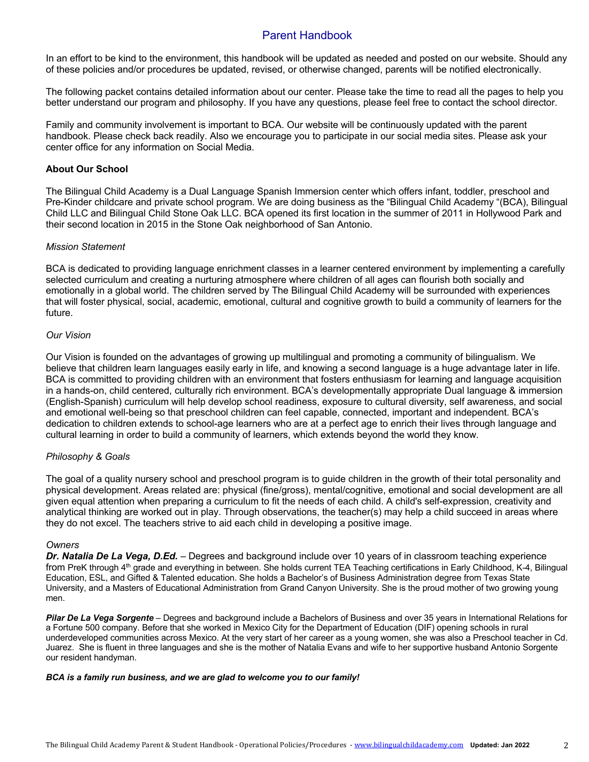# Parent Handbook

In an effort to be kind to the environment, this handbook will be updated as needed and posted on our website. Should any of these policies and/or procedures be updated, revised, or otherwise changed, parents will be notified electronically.

The following packet contains detailed information about our center. Please take the time to read all the pages to help you better understand our program and philosophy. If you have any questions, please feel free to contact the school director.

Family and community involvement is important to BCA. Our website will be continuously updated with the parent handbook. Please check back readily. Also we encourage you to participate in our social media sites. Please ask your center office for any information on Social Media.

## About Our School

The Bilingual Child Academy is a Dual Language Spanish Immersion center which offers infant, toddler, preschool and Pre-Kinder childcare and private school program. We are doing business as the "Bilingual Child Academy "(BCA), Bilingual Child LLC and Bilingual Child Stone Oak LLC. BCA opened its first location in the summer of 2011 in Hollywood Park and their second location in 2015 in the Stone Oak neighborhood of San Antonio.

### *Mission Statement*

BCA is dedicated to providing language enrichment classes in a learner centered environment by implementing a carefully selected curriculum and creating a nurturing atmosphere where children of all ages can flourish both socially and emotionally in a global world. The children served by The Bilingual Child Academy will be surrounded with experiences that will foster physical, social, academic, emotional, cultural and cognitive growth to build a community of learners for the future.

### *Our Vision*

Our Vision is founded on the advantages of growing up multilingual and promoting a community of bilingualism. We believe that children learn languages easily early in life, and knowing a second language is a huge advantage later in life. BCA is committed to providing children with an environment that fosters enthusiasm for learning and language acquisition in a hands-on, child centered, culturally rich environment. BCA's developmentally appropriate Dual language & immersion (English-Spanish) curriculum will help develop school readiness, exposure to cultural diversity, self awareness, and social and emotional well-being so that preschool children can feel capable, connected, important and independent. BCA's dedication to children extends to school-age learners who are at a perfect age to enrich their lives through language and cultural learning in order to build a community of learners, which extends beyond the world they know.

### *Philosophy & Goals*

The goal of a quality nursery school and preschool program is to guide children in the growth of their total personality and physical development. Areas related are: physical (fine/gross), mental/cognitive, emotional and social development are all given equal attention when preparing a curriculum to fit the needs of each child. A child's self-expression, creativity and analytical thinking are worked out in play. Through observations, the teacher(s) may help a child succeed in areas where they do not excel. The teachers strive to aid each child in developing a positive image.

### *Owners*

***Dr. Natalia De La Vega, D.Ed.*** – Degrees and background include over 10 years of in classroom teaching experience from PreK through 4th grade and everything in between. She holds current TEA Teaching certifications in Early Childhood, K-4, Bilingual Education, ESL, and Gifted & Talented education. She holds a Bachelor's of Business Administration degree from Texas State University, and a Masters of Educational Administration from Grand Canyon University. She is the proud mother of two growing young men.

***Pilar De La Vega Sorgente*** – Degrees and background include a Bachelors of Business and over 35 years in International Relations for a Fortune 500 company. Before that she worked in Mexico City for the Department of Education (DIF) opening schools in rural underdeveloped communities across Mexico. At the very start of her career as a young women, she was also a Preschool teacher in Cd. Juarez. She is fluent in three languages and she is the mother of Natalia Evans and wife to her supportive husband Antonio Sorgente our resident handyman.

***BCA is a family run business, and we are glad to welcome you to our family!***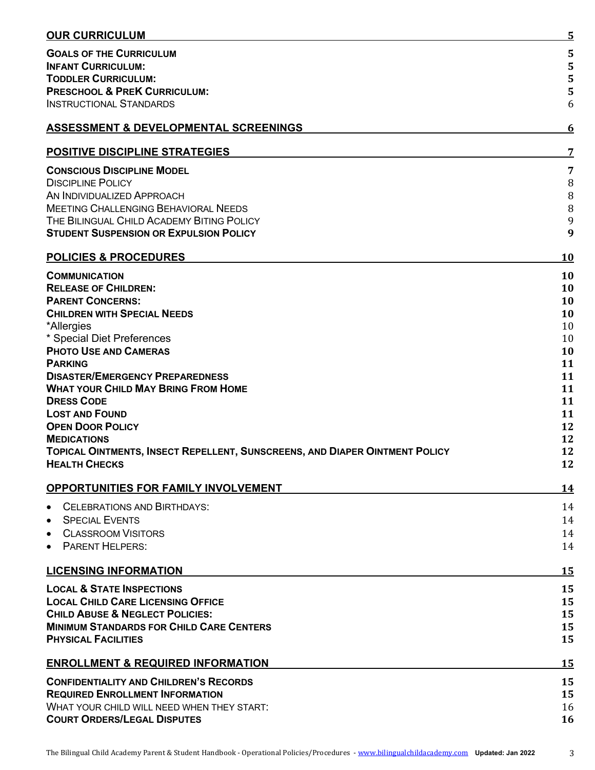| | |
|---|---|
| **OUR CURRICULUM** | **5** |
| **GOALS OF THE CURRICULUM** | **5** |
| **INFANT CURRICULUM:** | **5** |
| **TODDLER CURRICULUM:** | **5** |
| **PRESCHOOL & PREK CURRICULUM:** | **5** |
| INSTRUCTIONAL STANDARDS | 6 |
| **ASSESSMENT & DEVELOPMENTAL SCREENINGS** | **6** |
| **POSITIVE DISCIPLINE STRATEGIES** | **7** |
| **CONSCIOUS DISCIPLINE MODEL** | **7** |
| DISCIPLINE POLICY | 8 |
| AN INDIVIDUALIZED APPROACH | 8 |
| MEETING CHALLENGING BEHAVIORAL NEEDS | 8 |
| THE BILINGUAL CHILD ACADEMY BITING POLICY | 9 |
| **STUDENT SUSPENSION OR EXPULSION POLICY** | **9** |
| **POLICIES & PROCEDURES** | **10** |
| **COMMUNICATION** | **10** |
| **RELEASE OF CHILDREN:** | **10** |
| **PARENT CONCERNS:** | **10** |
| **CHILDREN WITH SPECIAL NEEDS** | **10** |
| *Allergies | 10 |
| * Special Diet Preferences | 10 |
| **PHOTO USE AND CAMERAS** | **10** |
| **PARKING** | **11** |
| **DISASTER/EMERGENCY PREPAREDNESS** | **11** |
| **WHAT YOUR CHILD MAY BRING FROM HOME** | **11** |
| **DRESS CODE** | **11** |
| **LOST AND FOUND** | **11** |
| **OPEN DOOR POLICY** | **12** |
| **MEDICATIONS** | **12** |
| **TOPICAL OINTMENTS, INSECT REPELLENT, SUNSCREENS, AND DIAPER OINTMENT POLICY** | **12** |
| **HEALTH CHECKS** | **12** |
| **OPPORTUNITIES FOR FAMILY INVOLVEMENT** | **14** |
| • CELEBRATIONS AND BIRTHDAYS: | 14 |
| • SPECIAL EVENTS | 14 |
| • CLASSROOM VISITORS | 14 |
| • PARENT HELPERS: | 14 |
| **LICENSING INFORMATION** | **15** |
| **LOCAL & STATE INSPECTIONS** | **15** |
| **LOCAL CHILD CARE LICENSING OFFICE** | **15** |
| **CHILD ABUSE & NEGLECT POLICIES:** | **15** |
| **MINIMUM STANDARDS FOR CHILD CARE CENTERS** | **15** |
| **PHYSICAL FACILITIES** | **15** |
| **ENROLLMENT & REQUIRED INFORMATION** | **15** |
| **CONFIDENTIALITY AND CHILDREN'S RECORDS** | **15** |
| **REQUIRED ENROLLMENT INFORMATION** | **15** |
| WHAT YOUR CHILD WILL NEED WHEN THEY START: | 16 |
| **COURT ORDERS/LEGAL DISPUTES** | **16** |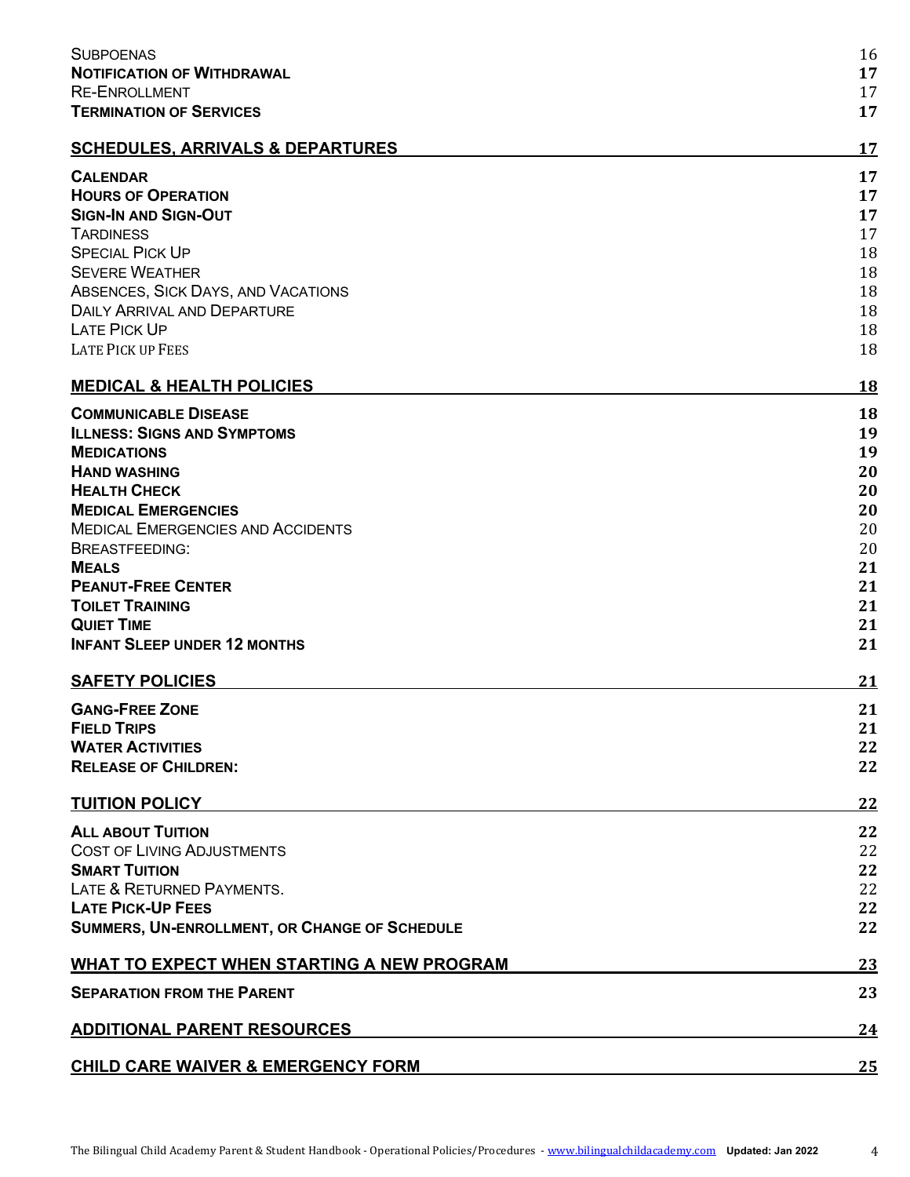| | |
|---|---|
| Subpoenas | 16 |
| **Notification of Withdrawal** | **17** |
| Re-Enrollment | 17 |
| **Termination of Services** | **17** |
| **SCHEDULES, ARRIVALS & DEPARTURES** | **17** |
| **Calendar** | **17** |
| **Hours of Operation** | **17** |
| **Sign-In and Sign-Out** | **17** |
| Tardiness | 17 |
| Special Pick Up | 18 |
| Severe Weather | 18 |
| Absences, Sick Days, and Vacations | 18 |
| Daily Arrival and Departure | 18 |
| Late Pick Up | 18 |
| Late Pick up Fees | 18 |
| **MEDICAL & HEALTH POLICIES** | **18** |
| **Communicable Disease** | **18** |
| **Illness: Signs and Symptoms** | **19** |
| **Medications** | **19** |
| **Hand washing** | **20** |
| **Health Check** | **20** |
| **Medical Emergencies** | **20** |
| Medical Emergencies and Accidents | 20 |
| Breastfeeding: | 20 |
| **Meals** | **21** |
| **Peanut-Free Center** | **21** |
| **Toilet Training** | **21** |
| **Quiet Time** | **21** |
| **Infant Sleep under 12 months** | **21** |
| **SAFETY POLICIES** | **21** |
| **Gang-Free Zone** | **21** |
| **Field Trips** | **21** |
| **Water Activities** | **22** |
| **Release of Children:** | **22** |
| **TUITION POLICY** | **22** |
| **All about Tuition** | **22** |
| Cost of Living Adjustments | 22 |
| **Smart Tuition** | **22** |
| Late & Returned Payments. | 22 |
| **Late Pick-Up Fees** | **22** |
| **Summers, Un-enrollment, or Change of Schedule** | **22** |
| **WHAT TO EXPECT WHEN STARTING A NEW PROGRAM** | **23** |
| **Separation from the Parent** | **23** |
| **ADDITIONAL PARENT RESOURCES** | **24** |
| **CHILD CARE WAIVER & EMERGENCY FORM** | **25** |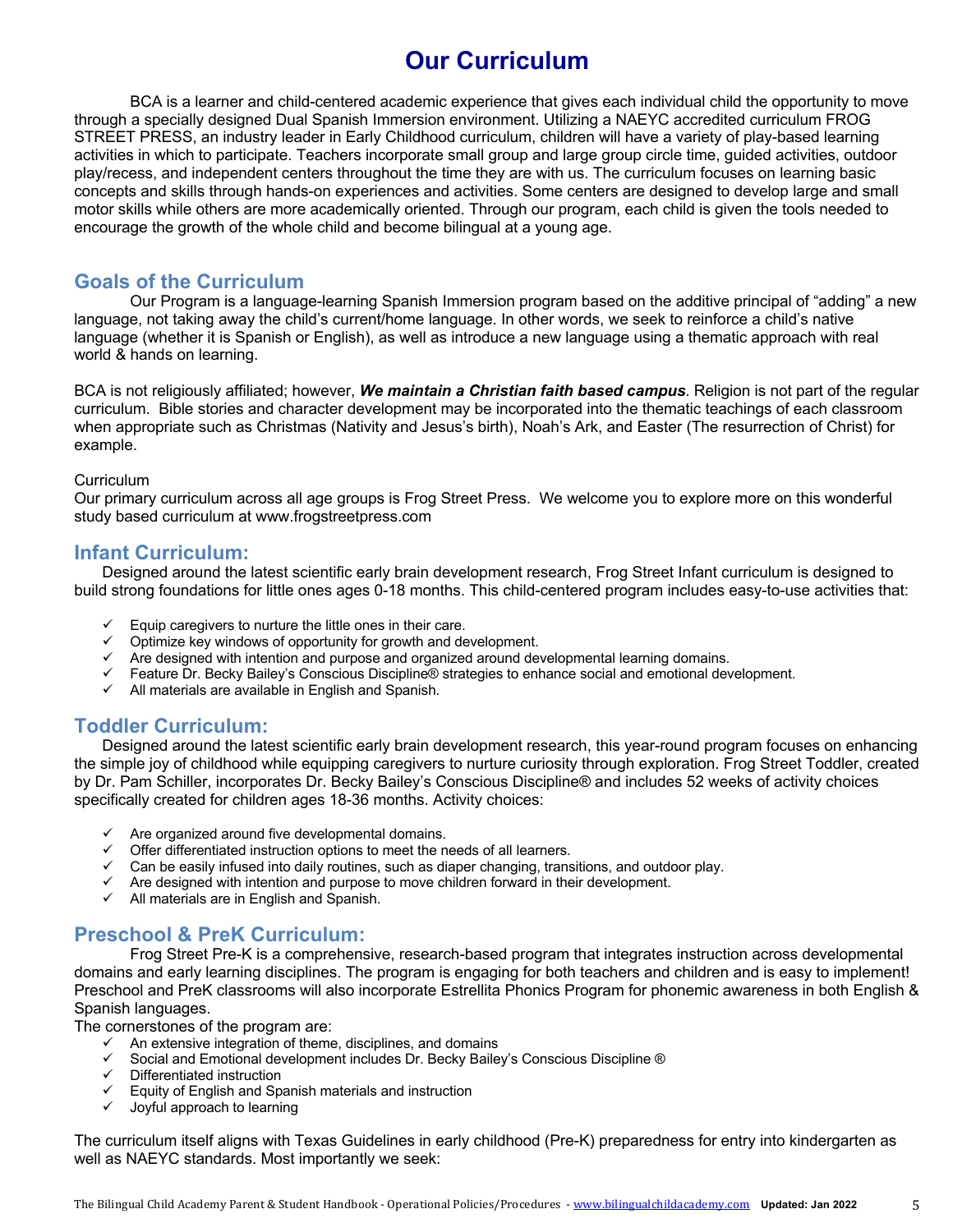# Our Curriculum

BCA is a learner and child-centered academic experience that gives each individual child the opportunity to move through a specially designed Dual Spanish Immersion environment. Utilizing a NAEYC accredited curriculum FROG STREET PRESS, an industry leader in Early Childhood curriculum, children will have a variety of play-based learning activities in which to participate. Teachers incorporate small group and large group circle time, guided activities, outdoor play/recess, and independent centers throughout the time they are with us. The curriculum focuses on learning basic concepts and skills through hands-on experiences and activities. Some centers are designed to develop large and small motor skills while others are more academically oriented. Through our program, each child is given the tools needed to encourage the growth of the whole child and become bilingual at a young age.

## Goals of the Curriculum

Our Program is a language-learning Spanish Immersion program based on the additive principal of "adding" a new language, not taking away the child's current/home language. In other words, we seek to reinforce a child's native language (whether it is Spanish or English), as well as introduce a new language using a thematic approach with real world & hands on learning.

BCA is not religiously affiliated; however, ***We maintain a Christian faith based campus***. Religion is not part of the regular curriculum. Bible stories and character development may be incorporated into the thematic teachings of each classroom when appropriate such as Christmas (Nativity and Jesus's birth), Noah's Ark, and Easter (The resurrection of Christ) for example.

Curriculum
Our primary curriculum across all age groups is Frog Street Press. We welcome you to explore more on this wonderful study based curriculum at www.frogstreetpress.com

## Infant Curriculum:

Designed around the latest scientific early brain development research, Frog Street Infant curriculum is designed to build strong foundations for little ones ages 0-18 months. This child-centered program includes easy-to-use activities that:

- ✓ Equip caregivers to nurture the little ones in their care.
- ✓ Optimize key windows of opportunity for growth and development.
- ✓ Are designed with intention and purpose and organized around developmental learning domains.
- ✓ Feature Dr. Becky Bailey's Conscious Discipline® strategies to enhance social and emotional development.
- ✓ All materials are available in English and Spanish.

## Toddler Curriculum:

Designed around the latest scientific early brain development research, this year-round program focuses on enhancing the simple joy of childhood while equipping caregivers to nurture curiosity through exploration. Frog Street Toddler, created by Dr. Pam Schiller, incorporates Dr. Becky Bailey's Conscious Discipline® and includes 52 weeks of activity choices specifically created for children ages 18-36 months. Activity choices:

- ✓ Are organized around five developmental domains.
- ✓ Offer differentiated instruction options to meet the needs of all learners.
- ✓ Can be easily infused into daily routines, such as diaper changing, transitions, and outdoor play.
- ✓ Are designed with intention and purpose to move children forward in their development.
- ✓ All materials are in English and Spanish.

## Preschool & PreK Curriculum:

Frog Street Pre-K is a comprehensive, research-based program that integrates instruction across developmental domains and early learning disciplines. The program is engaging for both teachers and children and is easy to implement! Preschool and PreK classrooms will also incorporate Estrellita Phonics Program for phonemic awareness in both English & Spanish languages.

The cornerstones of the program are:

- ✓ An extensive integration of theme, disciplines, and domains
- ✓ Social and Emotional development includes Dr. Becky Bailey's Conscious Discipline ®
- ✓ Differentiated instruction
- ✓ Equity of English and Spanish materials and instruction
- ✓ Joyful approach to learning

The curriculum itself aligns with Texas Guidelines in early childhood (Pre-K) preparedness for entry into kindergarten as well as NAEYC standards. Most importantly we seek: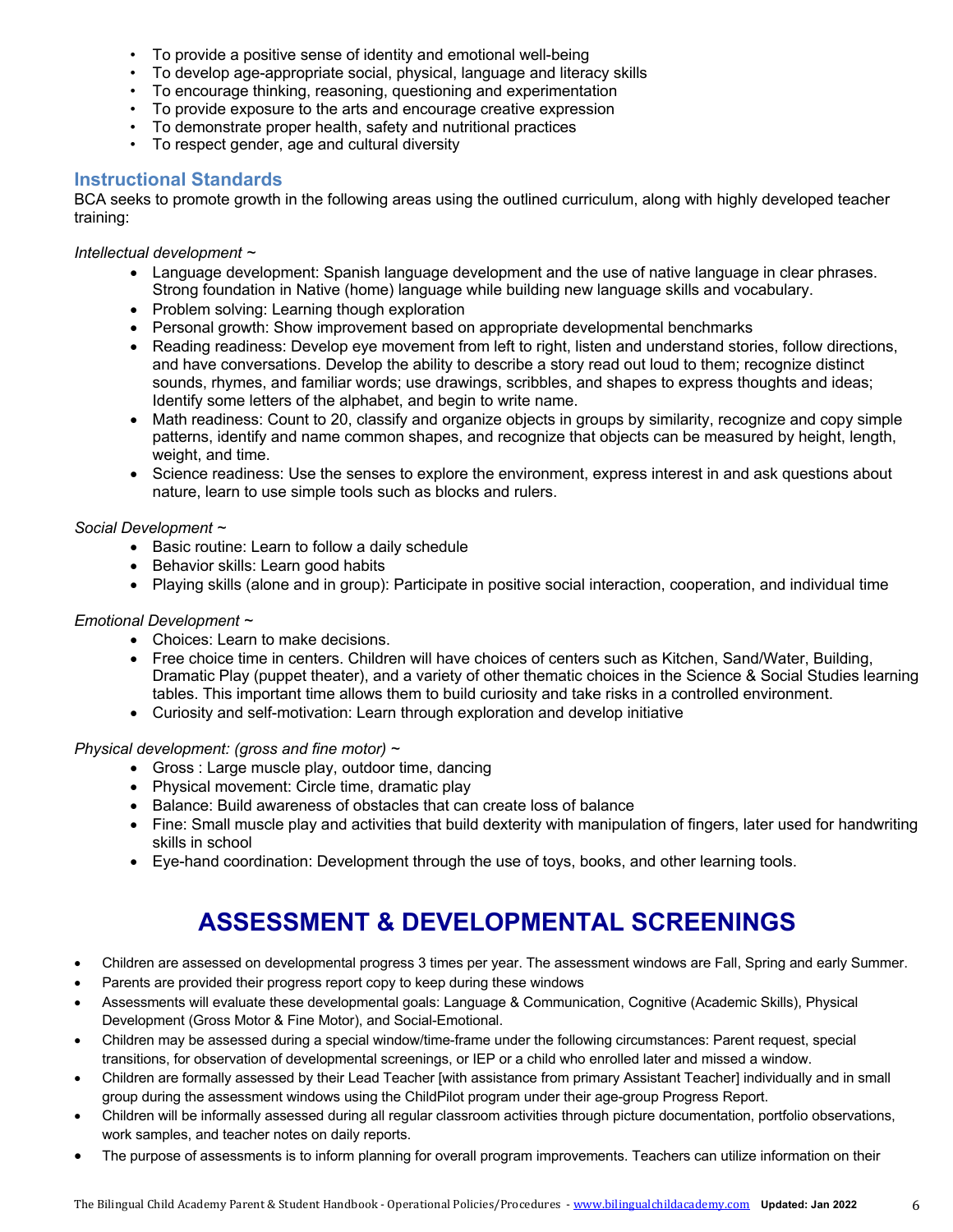- To provide a positive sense of identity and emotional well-being
- To develop age-appropriate social, physical, language and literacy skills
- To encourage thinking, reasoning, questioning and experimentation
- To provide exposure to the arts and encourage creative expression
- To demonstrate proper health, safety and nutritional practices
- To respect gender, age and cultural diversity

## Instructional Standards

BCA seeks to promote growth in the following areas using the outlined curriculum, along with highly developed teacher training:

*Intellectual development ~*

- Language development: Spanish language development and the use of native language in clear phrases. Strong foundation in Native (home) language while building new language skills and vocabulary.
- Problem solving: Learning though exploration
- Personal growth: Show improvement based on appropriate developmental benchmarks
- Reading readiness: Develop eye movement from left to right, listen and understand stories, follow directions, and have conversations. Develop the ability to describe a story read out loud to them; recognize distinct sounds, rhymes, and familiar words; use drawings, scribbles, and shapes to express thoughts and ideas; Identify some letters of the alphabet, and begin to write name.
- Math readiness: Count to 20, classify and organize objects in groups by similarity, recognize and copy simple patterns, identify and name common shapes, and recognize that objects can be measured by height, length, weight, and time.
- Science readiness: Use the senses to explore the environment, express interest in and ask questions about nature, learn to use simple tools such as blocks and rulers.

*Social Development ~*

- Basic routine: Learn to follow a daily schedule
- Behavior skills: Learn good habits
- Playing skills (alone and in group): Participate in positive social interaction, cooperation, and individual time

*Emotional Development ~*

- Choices: Learn to make decisions.
- Free choice time in centers. Children will have choices of centers such as Kitchen, Sand/Water, Building, Dramatic Play (puppet theater), and a variety of other thematic choices in the Science & Social Studies learning tables. This important time allows them to build curiosity and take risks in a controlled environment.
- Curiosity and self-motivation: Learn through exploration and develop initiative

*Physical development: (gross and fine motor) ~*

- Gross : Large muscle play, outdoor time, dancing
- Physical movement: Circle time, dramatic play
- Balance: Build awareness of obstacles that can create loss of balance
- Fine: Small muscle play and activities that build dexterity with manipulation of fingers, later used for handwriting skills in school
- Eye-hand coordination: Development through the use of toys, books, and other learning tools.

# ASSESSMENT & DEVELOPMENTAL SCREENINGS

- Children are assessed on developmental progress 3 times per year. The assessment windows are Fall, Spring and early Summer.
- Parents are provided their progress report copy to keep during these windows
- Assessments will evaluate these developmental goals: Language & Communication, Cognitive (Academic Skills), Physical Development (Gross Motor & Fine Motor), and Social-Emotional.
- Children may be assessed during a special window/time-frame under the following circumstances: Parent request, special transitions, for observation of developmental screenings, or IEP or a child who enrolled later and missed a window.
- Children are formally assessed by their Lead Teacher [with assistance from primary Assistant Teacher] individually and in small group during the assessment windows using the ChildPilot program under their age-group Progress Report.
- Children will be informally assessed during all regular classroom activities through picture documentation, portfolio observations, work samples, and teacher notes on daily reports.
- The purpose of assessments is to inform planning for overall program improvements. Teachers can utilize information on their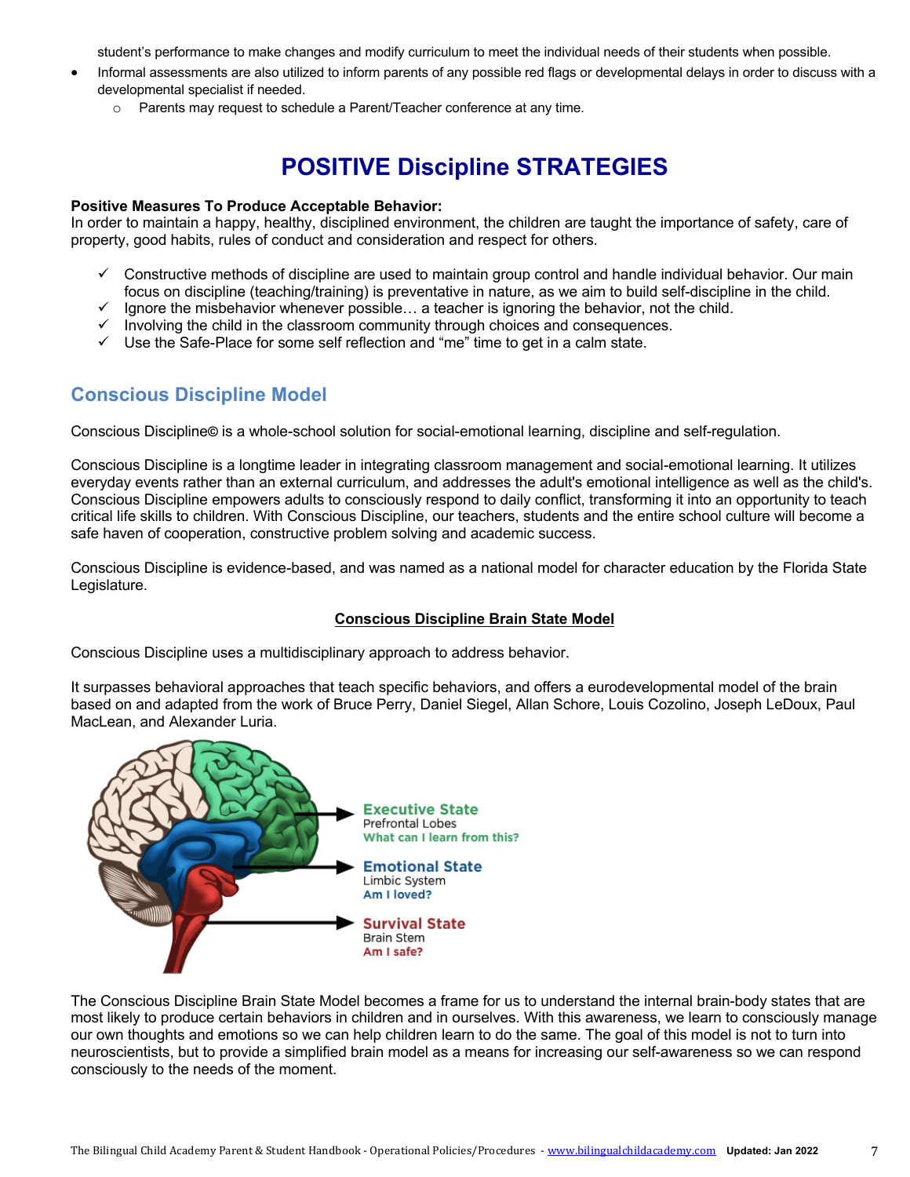student's performance to make changes and modify curriculum to meet the individual needs of their students when possible.

- Informal assessments are also utilized to inform parents of any possible red flags or developmental delays in order to discuss with a developmental specialist if needed.
    - Parents may request to schedule a Parent/Teacher conference at any time.

# POSITIVE Discipline STRATEGIES

**Positive Measures To Produce Acceptable Behavior:**
In order to maintain a happy, healthy, disciplined environment, the children are taught the importance of safety, care of property, good habits, rules of conduct and consideration and respect for others.

- ✓ Constructive methods of discipline are used to maintain group control and handle individual behavior. Our main focus on discipline (teaching/training) is preventative in nature, as we aim to build self-discipline in the child.
- ✓ Ignore the misbehavior whenever possible… a teacher is ignoring the behavior, not the child.
- ✓ Involving the child in the classroom community through choices and consequences.
- ✓ Use the Safe-Place for some self reflection and "me" time to get in a calm state.

## Conscious Discipline Model

Conscious Discipline© is a whole-school solution for social-emotional learning, discipline and self-regulation.

Conscious Discipline is a longtime leader in integrating classroom management and social-emotional learning. It utilizes everyday events rather than an external curriculum, and addresses the adult's emotional intelligence as well as the child's. Conscious Discipline empowers adults to consciously respond to daily conflict, transforming it into an opportunity to teach critical life skills to children. With Conscious Discipline, our teachers, students and the entire school culture will become a safe haven of cooperation, constructive problem solving and academic success.

Conscious Discipline is evidence-based, and was named as a national model for character education by the Florida State Legislature.

### Conscious Discipline Brain State Model

Conscious Discipline uses a multidisciplinary approach to address behavior.

It surpasses behavioral approaches that teach specific behaviors, and offers a eurodevelopmental model of the brain based on and adapted from the work of Bruce Perry, Daniel Siegel, Allan Schore, Louis Cozolino, Joseph LeDoux, Paul MacLean, and Alexander Luria.

**Executive State**
Prefrontal Lobes
What can I learn from this?

**Emotional State**
Limbic System
Am I loved?

**Survival State**
Brain Stem
Am I safe?

The Conscious Discipline Brain State Model becomes a frame for us to understand the internal brain-body states that are most likely to produce certain behaviors in children and in ourselves. With this awareness, we learn to consciously manage our own thoughts and emotions so we can help children learn to do the same. The goal of this model is not to turn into neuroscientists, but to provide a simplified brain model as a means for increasing our self-awareness so we can respond consciously to the needs of the moment.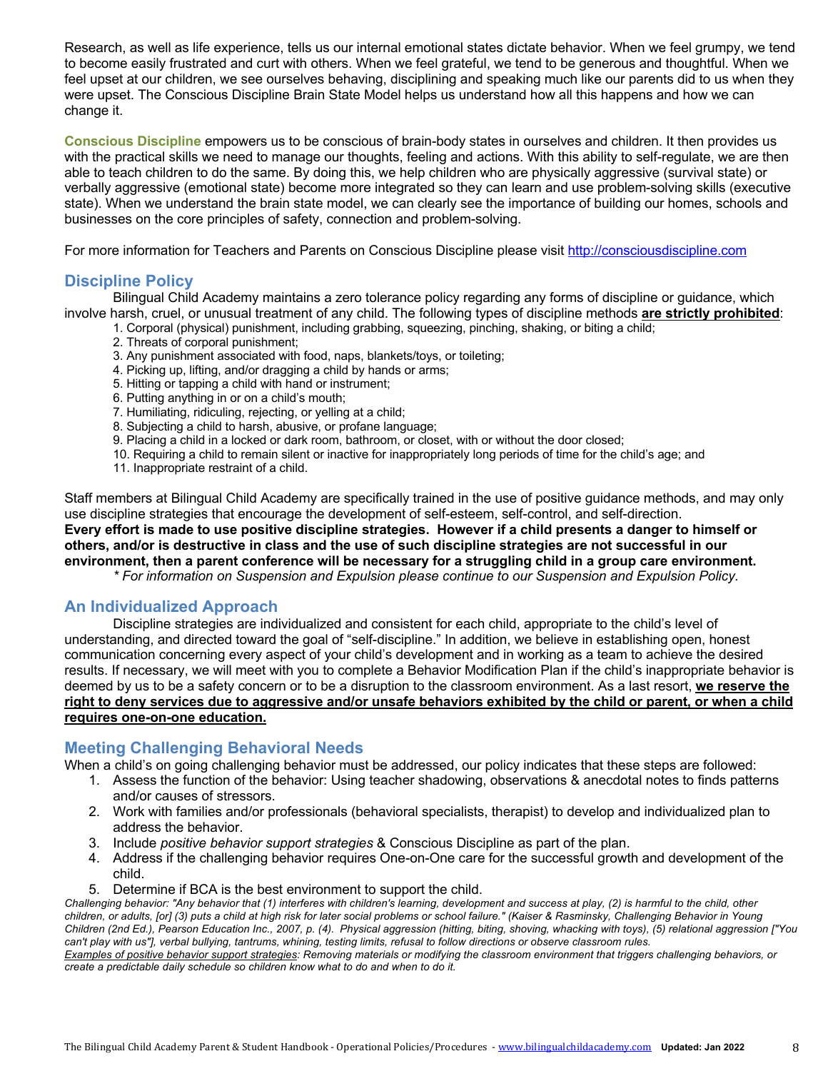Research, as well as life experience, tells us our internal emotional states dictate behavior. When we feel grumpy, we tend to become easily frustrated and curt with others. When we feel grateful, we tend to be generous and thoughtful. When we feel upset at our children, we see ourselves behaving, disciplining and speaking much like our parents did to us when they were upset. The Conscious Discipline Brain State Model helps us understand how all this happens and how we can change it.

**Conscious Discipline** empowers us to be conscious of brain-body states in ourselves and children. It then provides us with the practical skills we need to manage our thoughts, feeling and actions. With this ability to self-regulate, we are then able to teach children to do the same. By doing this, we help children who are physically aggressive (survival state) or verbally aggressive (emotional state) become more integrated so they can learn and use problem-solving skills (executive state). When we understand the brain state model, we can clearly see the importance of building our homes, schools and businesses on the core principles of safety, connection and problem-solving.

For more information for Teachers and Parents on Conscious Discipline please visit http://consciousdiscipline.com

## Discipline Policy

Bilingual Child Academy maintains a zero tolerance policy regarding any forms of discipline or guidance, which involve harsh, cruel, or unusual treatment of any child. The following types of discipline methods **are strictly prohibited**:

1. Corporal (physical) punishment, including grabbing, squeezing, pinching, shaking, or biting a child;
2. Threats of corporal punishment;
3. Any punishment associated with food, naps, blankets/toys, or toileting;
4. Picking up, lifting, and/or dragging a child by hands or arms;
5. Hitting or tapping a child with hand or instrument;
6. Putting anything in or on a child's mouth;
7. Humiliating, ridiculing, rejecting, or yelling at a child;
8. Subjecting a child to harsh, abusive, or profane language;
9. Placing a child in a locked or dark room, bathroom, or closet, with or without the door closed;
10. Requiring a child to remain silent or inactive for inappropriately long periods of time for the child's age; and
11. Inappropriate restraint of a child.

Staff members at Bilingual Child Academy are specifically trained in the use of positive guidance methods, and may only use discipline strategies that encourage the development of self-esteem, self-control, and self-direction. **Every effort is made to use positive discipline strategies. However if a child presents a danger to himself or others, and/or is destructive in class and the use of such discipline strategies are not successful in our environment, then a parent conference will be necessary for a struggling child in a group care environment.**

*\* For information on Suspension and Expulsion please continue to our Suspension and Expulsion Policy.*

## An Individualized Approach

Discipline strategies are individualized and consistent for each child, appropriate to the child's level of understanding, and directed toward the goal of "self-discipline." In addition, we believe in establishing open, honest communication concerning every aspect of your child's development and in working as a team to achieve the desired results. If necessary, we will meet with you to complete a Behavior Modification Plan if the child's inappropriate behavior is deemed by us to be a safety concern or to be a disruption to the classroom environment. As a last resort, **we reserve the right to deny services due to aggressive and/or unsafe behaviors exhibited by the child or parent, or when a child requires one-on-one education.**

## Meeting Challenging Behavioral Needs

When a child's on going challenging behavior must be addressed, our policy indicates that these steps are followed:

1. Assess the function of the behavior: Using teacher shadowing, observations & anecdotal notes to finds patterns and/or causes of stressors.
2. Work with families and/or professionals (behavioral specialists, therapist) to develop and individualized plan to address the behavior.
3. Include *positive behavior support strategies* & Conscious Discipline as part of the plan.
4. Address if the challenging behavior requires One-on-One care for the successful growth and development of the child.
5. Determine if BCA is the best environment to support the child.

*Challenging behavior: "Any behavior that (1) interferes with children's learning, development and success at play, (2) is harmful to the child, other children, or adults, [or] (3) puts a child at high risk for later social problems or school failure." (Kaiser & Rasminsky, Challenging Behavior in Young Children (2nd Ed.), Pearson Education Inc., 2007, p. (4). Physical aggression (hitting, biting, shoving, whacking with toys), (5) relational aggression ["You can't play with us"], verbal bullying, tantrums, whining, testing limits, refusal to follow directions or observe classroom rules.*

*Examples of positive behavior support strategies: Removing materials or modifying the classroom environment that triggers challenging behaviors, or create a predictable daily schedule so children know what to do and when to do it.*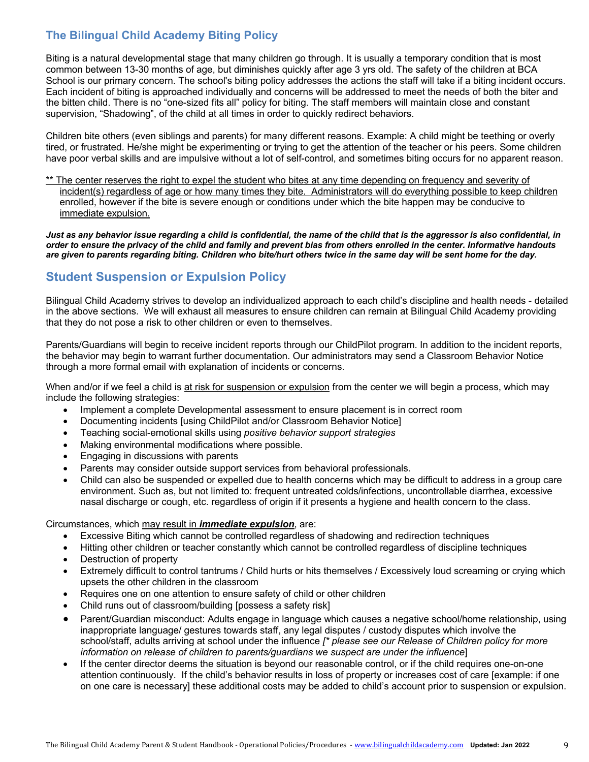## The Bilingual Child Academy Biting Policy

Biting is a natural developmental stage that many children go through. It is usually a temporary condition that is most common between 13-30 months of age, but diminishes quickly after age 3 yrs old. The safety of the children at BCA School is our primary concern. The school's biting policy addresses the actions the staff will take if a biting incident occurs. Each incident of biting is approached individually and concerns will be addressed to meet the needs of both the biter and the bitten child. There is no "one-sized fits all" policy for biting. The staff members will maintain close and constant supervision, "Shadowing", of the child at all times in order to quickly redirect behaviors.

Children bite others (even siblings and parents) for many different reasons. Example: A child might be teething or overly tired, or frustrated. He/she might be experimenting or trying to get the attention of the teacher or his peers. Some children have poor verbal skills and are impulsive without a lot of self-control, and sometimes biting occurs for no apparent reason.

** The center reserves the right to expel the student who bites at any time depending on frequency and severity of incident(s) regardless of age or how many times they bite. Administrators will do everything possible to keep children enrolled, however if the bite is severe enough or conditions under which the bite happen may be conducive to immediate expulsion.

***Just as any behavior issue regarding a child is confidential, the name of the child that is the aggressor is also confidential, in order to ensure the privacy of the child and family and prevent bias from others enrolled in the center. Informative handouts are given to parents regarding biting. Children who bite/hurt others twice in the same day will be sent home for the day.***

## Student Suspension or Expulsion Policy

Bilingual Child Academy strives to develop an individualized approach to each child's discipline and health needs - detailed in the above sections. We will exhaust all measures to ensure children can remain at Bilingual Child Academy providing that they do not pose a risk to other children or even to themselves.

Parents/Guardians will begin to receive incident reports through our ChildPilot program. In addition to the incident reports, the behavior may begin to warrant further documentation. Our administrators may send a Classroom Behavior Notice through a more formal email with explanation of incidents or concerns.

When and/or if we feel a child is at risk for suspension or expulsion from the center we will begin a process, which may include the following strategies:

- Implement a complete Developmental assessment to ensure placement is in correct room
- Documenting incidents [using ChildPilot and/or Classroom Behavior Notice]
- Teaching social-emotional skills using *positive behavior support strategies*
- Making environmental modifications where possible.
- Engaging in discussions with parents
- Parents may consider outside support services from behavioral professionals.
- Child can also be suspended or expelled due to health concerns which may be difficult to address in a group care environment. Such as, but not limited to: frequent untreated colds/infections, uncontrollable diarrhea, excessive nasal discharge or cough, etc. regardless of origin if it presents a hygiene and health concern to the class.

Circumstances, which may result in ***immediate expulsion***, are:

- Excessive Biting which cannot be controlled regardless of shadowing and redirection techniques
- Hitting other children or teacher constantly which cannot be controlled regardless of discipline techniques
- Destruction of property
- Extremely difficult to control tantrums / Child hurts or hits themselves / Excessively loud screaming or crying which upsets the other children in the classroom
- Requires one on one attention to ensure safety of child or other children
- Child runs out of classroom/building [possess a safety risk]
- Parent/Guardian misconduct: Adults engage in language which causes a negative school/home relationship, using inappropriate language/ gestures towards staff, any legal disputes / custody disputes which involve the school/staff, adults arriving at school under the influence *[* please see our Release of Children policy for more information on release of children to parents/guardians we suspect are under the influence*]
- If the center director deems the situation is beyond our reasonable control, or if the child requires one-on-one attention continuously. If the child's behavior results in loss of property or increases cost of care [example: if one on one care is necessary] these additional costs may be added to child's account prior to suspension or expulsion.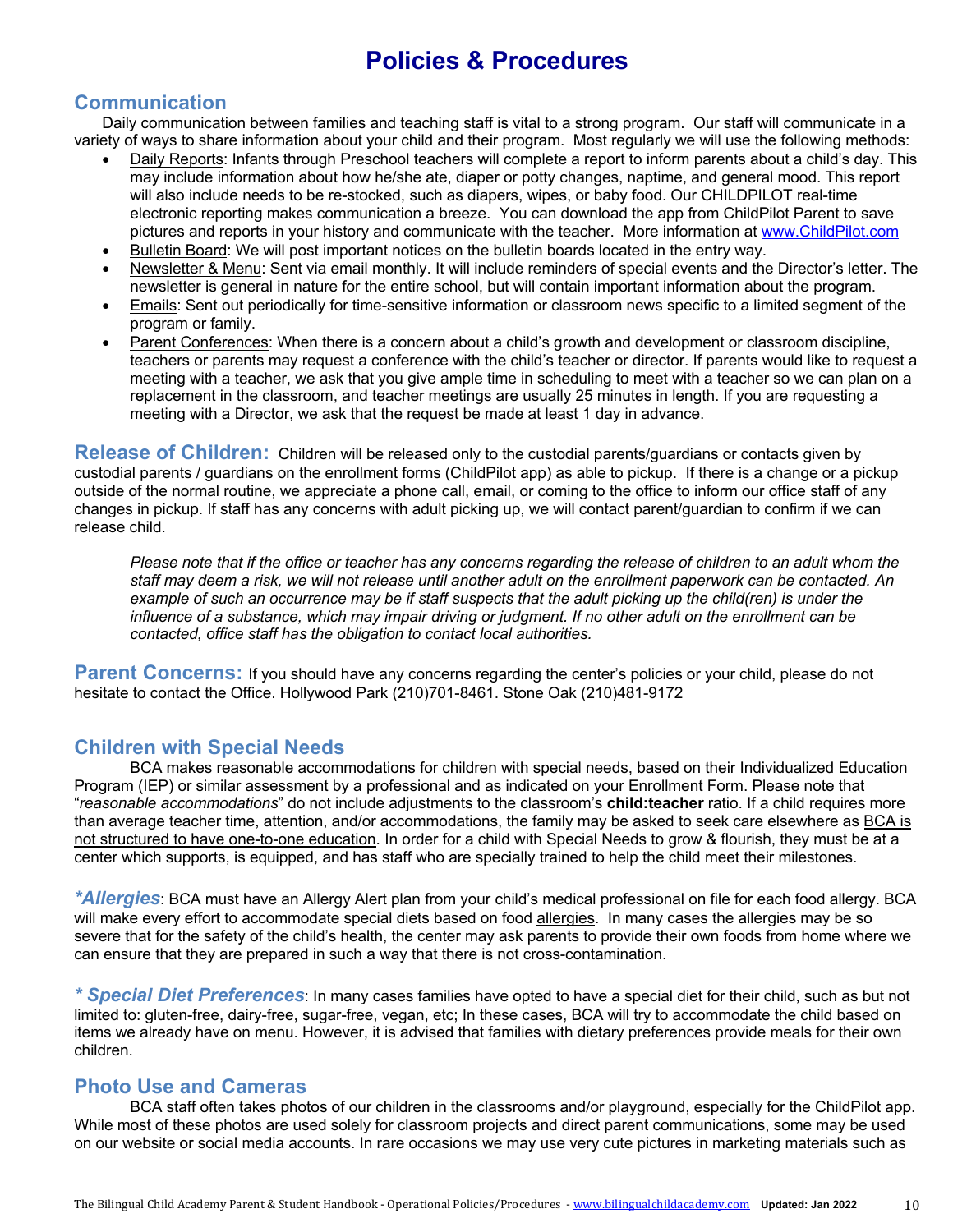# Policies & Procedures

## Communication

Daily communication between families and teaching staff is vital to a strong program. Our staff will communicate in a variety of ways to share information about your child and their program. Most regularly we will use the following methods:

- Daily Reports: Infants through Preschool teachers will complete a report to inform parents about a child's day. This may include information about how he/she ate, diaper or potty changes, naptime, and general mood. This report will also include needs to be re-stocked, such as diapers, wipes, or baby food. Our CHILDPILOT real-time electronic reporting makes communication a breeze. You can download the app from ChildPilot Parent to save pictures and reports in your history and communicate with the teacher. More information at www.ChildPilot.com
- Bulletin Board: We will post important notices on the bulletin boards located in the entry way.
- Newsletter & Menu: Sent via email monthly. It will include reminders of special events and the Director's letter. The newsletter is general in nature for the entire school, but will contain important information about the program.
- Emails: Sent out periodically for time-sensitive information or classroom news specific to a limited segment of the program or family.
- Parent Conferences: When there is a concern about a child's growth and development or classroom discipline, teachers or parents may request a conference with the child's teacher or director. If parents would like to request a meeting with a teacher, we ask that you give ample time in scheduling to meet with a teacher so we can plan on a replacement in the classroom, and teacher meetings are usually 25 minutes in length. If you are requesting a meeting with a Director, we ask that the request be made at least 1 day in advance.

**Release of Children:** Children will be released only to the custodial parents/guardians or contacts given by custodial parents / guardians on the enrollment forms (ChildPilot app) as able to pickup. If there is a change or a pickup outside of the normal routine, we appreciate a phone call, email, or coming to the office to inform our office staff of any changes in pickup. If staff has any concerns with adult picking up, we will contact parent/guardian to confirm if we can release child.

> *Please note that if the office or teacher has any concerns regarding the release of children to an adult whom the staff may deem a risk, we will not release until another adult on the enrollment paperwork can be contacted. An example of such an occurrence may be if staff suspects that the adult picking up the child(ren) is under the influence of a substance, which may impair driving or judgment. If no other adult on the enrollment can be contacted, office staff has the obligation to contact local authorities.*

**Parent Concerns:** If you should have any concerns regarding the center's policies or your child, please do not hesitate to contact the Office. Hollywood Park (210)701-8461. Stone Oak (210)481-9172

## Children with Special Needs

BCA makes reasonable accommodations for children with special needs, based on their Individualized Education Program (IEP) or similar assessment by a professional and as indicated on your Enrollment Form. Please note that "*reasonable accommodations*" do not include adjustments to the classroom's **child:teacher** ratio. If a child requires more than average teacher time, attention, and/or accommodations, the family may be asked to seek care elsewhere as BCA is not structured to have one-to-one education. In order for a child with Special Needs to grow & flourish, they must be at a center which supports, is equipped, and has staff who are specially trained to help the child meet their milestones.

***Allergies**: BCA must have an Allergy Alert plan from your child's medical professional on file for each food allergy. BCA will make every effort to accommodate special diets based on food allergies. In many cases the allergies may be so severe that for the safety of the child's health, the center may ask parents to provide their own foods from home where we can ensure that they are prepared in such a way that there is not cross-contamination.

***Special Diet Preferences**: In many cases families have opted to have a special diet for their child, such as but not limited to: gluten-free, dairy-free, sugar-free, vegan, etc; In these cases, BCA will try to accommodate the child based on items we already have on menu. However, it is advised that families with dietary preferences provide meals for their own children.

## Photo Use and Cameras

BCA staff often takes photos of our children in the classrooms and/or playground, especially for the ChildPilot app. While most of these photos are used solely for classroom projects and direct parent communications, some may be used on our website or social media accounts. In rare occasions we may use very cute pictures in marketing materials such as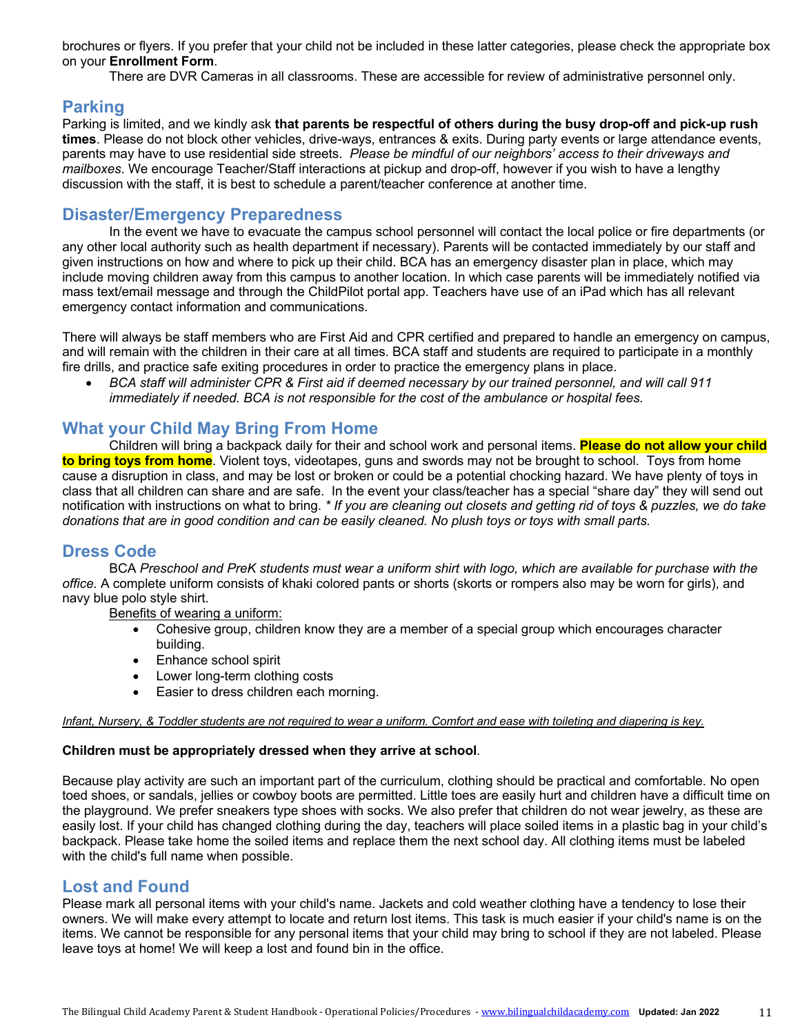brochures or flyers. If you prefer that your child not be included in these latter categories, please check the appropriate box on your **Enrollment Form**.

There are DVR Cameras in all classrooms. These are accessible for review of administrative personnel only.

## Parking

Parking is limited, and we kindly ask **that parents be respectful of others during the busy drop-off and pick-up rush times**. Please do not block other vehicles, drive-ways, entrances & exits. During party events or large attendance events, parents may have to use residential side streets. *Please be mindful of our neighbors' access to their driveways and mailboxes*. We encourage Teacher/Staff interactions at pickup and drop-off, however if you wish to have a lengthy discussion with the staff, it is best to schedule a parent/teacher conference at another time.

## Disaster/Emergency Preparedness

In the event we have to evacuate the campus school personnel will contact the local police or fire departments (or any other local authority such as health department if necessary). Parents will be contacted immediately by our staff and given instructions on how and where to pick up their child. BCA has an emergency disaster plan in place, which may include moving children away from this campus to another location. In which case parents will be immediately notified via mass text/email message and through the ChildPilot portal app. Teachers have use of an iPad which has all relevant emergency contact information and communications.

There will always be staff members who are First Aid and CPR certified and prepared to handle an emergency on campus, and will remain with the children in their care at all times. BCA staff and students are required to participate in a monthly fire drills, and practice safe exiting procedures in order to practice the emergency plans in place.

- *BCA staff will administer CPR & First aid if deemed necessary by our trained personnel, and will call 911 immediately if needed. BCA is not responsible for the cost of the ambulance or hospital fees.*

## What your Child May Bring From Home

Children will bring a backpack daily for their and school work and personal items. **Please do not allow your child to bring toys from home**. Violent toys, videotapes, guns and swords may not be brought to school. Toys from home cause a disruption in class, and may be lost or broken or could be a potential chocking hazard. We have plenty of toys in class that all children can share and are safe. In the event your class/teacher has a special "share day" they will send out notification with instructions on what to bring. * *If you are cleaning out closets and getting rid of toys & puzzles, we do take donations that are in good condition and can be easily cleaned. No plush toys or toys with small parts.*

## Dress Code

BCA *Preschool and PreK students must wear a uniform shirt with logo, which are available for purchase with the office.* A complete uniform consists of khaki colored pants or shorts (skorts or rompers also may be worn for girls), and navy blue polo style shirt.

Benefits of wearing a uniform:

- Cohesive group, children know they are a member of a special group which encourages character building.
- Enhance school spirit
- Lower long-term clothing costs
- Easier to dress children each morning.

*Infant, Nursery, & Toddler students are not required to wear a uniform. Comfort and ease with toileting and diapering is key.*

**Children must be appropriately dressed when they arrive at school**.

Because play activity are such an important part of the curriculum, clothing should be practical and comfortable. No open toed shoes, or sandals, jellies or cowboy boots are permitted. Little toes are easily hurt and children have a difficult time on the playground. We prefer sneakers type shoes with socks. We also prefer that children do not wear jewelry, as these are easily lost. If your child has changed clothing during the day, teachers will place soiled items in a plastic bag in your child's backpack. Please take home the soiled items and replace them the next school day. All clothing items must be labeled with the child's full name when possible.

## Lost and Found

Please mark all personal items with your child's name. Jackets and cold weather clothing have a tendency to lose their owners. We will make every attempt to locate and return lost items. This task is much easier if your child's name is on the items. We cannot be responsible for any personal items that your child may bring to school if they are not labeled. Please leave toys at home! We will keep a lost and found bin in the office.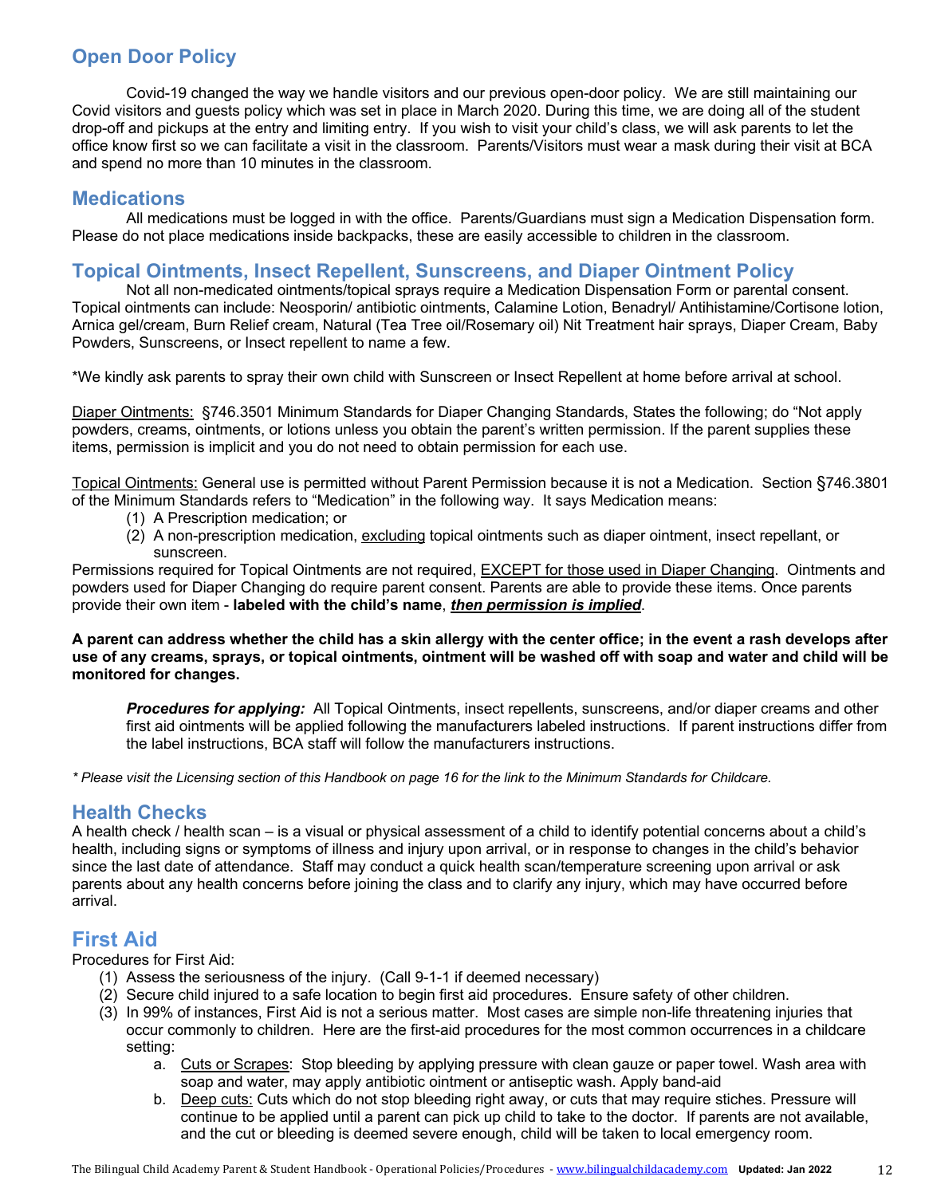## Open Door Policy

Covid-19 changed the way we handle visitors and our previous open-door policy. We are still maintaining our Covid visitors and guests policy which was set in place in March 2020. During this time, we are doing all of the student drop-off and pickups at the entry and limiting entry. If you wish to visit your child's class, we will ask parents to let the office know first so we can facilitate a visit in the classroom. Parents/Visitors must wear a mask during their visit at BCA and spend no more than 10 minutes in the classroom.

## Medications

All medications must be logged in with the office. Parents/Guardians must sign a Medication Dispensation form. Please do not place medications inside backpacks, these are easily accessible to children in the classroom.

## Topical Ointments, Insect Repellent, Sunscreens, and Diaper Ointment Policy

Not all non-medicated ointments/topical sprays require a Medication Dispensation Form or parental consent. Topical ointments can include: Neosporin/ antibiotic ointments, Calamine Lotion, Benadryl/ Antihistamine/Cortisone lotion, Arnica gel/cream, Burn Relief cream, Natural (Tea Tree oil/Rosemary oil) Nit Treatment hair sprays, Diaper Cream, Baby Powders, Sunscreens, or Insect repellent to name a few.

*We kindly ask parents to spray their own child with Sunscreen or Insect Repellent at home before arrival at school.

<u>Diaper Ointments:</u> §746.3501 Minimum Standards for Diaper Changing Standards, States the following; do "Not apply powders, creams, ointments, or lotions unless you obtain the parent's written permission. If the parent supplies these items, permission is implicit and you do not need to obtain permission for each use.

<u>Topical Ointments:</u> General use is permitted without Parent Permission because it is not a Medication. Section §746.3801 of the Minimum Standards refers to "Medication" in the following way. It says Medication means:

1. A Prescription medication; or
2. A non-prescription medication, <u>excluding</u> topical ointments such as diaper ointment, insect repellant, or sunscreen.

Permissions required for Topical Ointments are not required, <u>EXCEPT for those used in Diaper Changing</u>. Ointments and powders used for Diaper Changing do require parent consent. Parents are able to provide these items. Once parents provide their own item - **labeled with the child's name**, ***<u>then permission is implied</u>***.

**A parent can address whether the child has a skin allergy with the center office; in the event a rash develops after use of any creams, sprays, or topical ointments, ointment will be washed off with soap and water and child will be monitored for changes.**

***Procedures for applying:*** All Topical Ointments, insect repellents, sunscreens, and/or diaper creams and other first aid ointments will be applied following the manufacturers labeled instructions. If parent instructions differ from the label instructions, BCA staff will follow the manufacturers instructions.

*\* Please visit the Licensing section of this Handbook on page 16 for the link to the Minimum Standards for Childcare.*

## Health Checks

A health check / health scan – is a visual or physical assessment of a child to identify potential concerns about a child's health, including signs or symptoms of illness and injury upon arrival, or in response to changes in the child's behavior since the last date of attendance. Staff may conduct a quick health scan/temperature screening upon arrival or ask parents about any health concerns before joining the class and to clarify any injury, which may have occurred before arrival.

## First Aid

Procedures for First Aid:

1. Assess the seriousness of the injury. (Call 9-1-1 if deemed necessary)
2. Secure child injured to a safe location to begin first aid procedures. Ensure safety of other children.
3. In 99% of instances, First Aid is not a serious matter. Most cases are simple non-life threatening injuries that occur commonly to children. Here are the first-aid procedures for the most common occurrences in a childcare setting:
   a. <u>Cuts or Scrapes</u>: Stop bleeding by applying pressure with clean gauze or paper towel. Wash area with soap and water, may apply antibiotic ointment or antiseptic wash. Apply band-aid
   b. <u>Deep cuts:</u> Cuts which do not stop bleeding right away, or cuts that may require stiches. Pressure will continue to be applied until a parent can pick up child to take to the doctor. If parents are not available, and the cut or bleeding is deemed severe enough, child will be taken to local emergency room.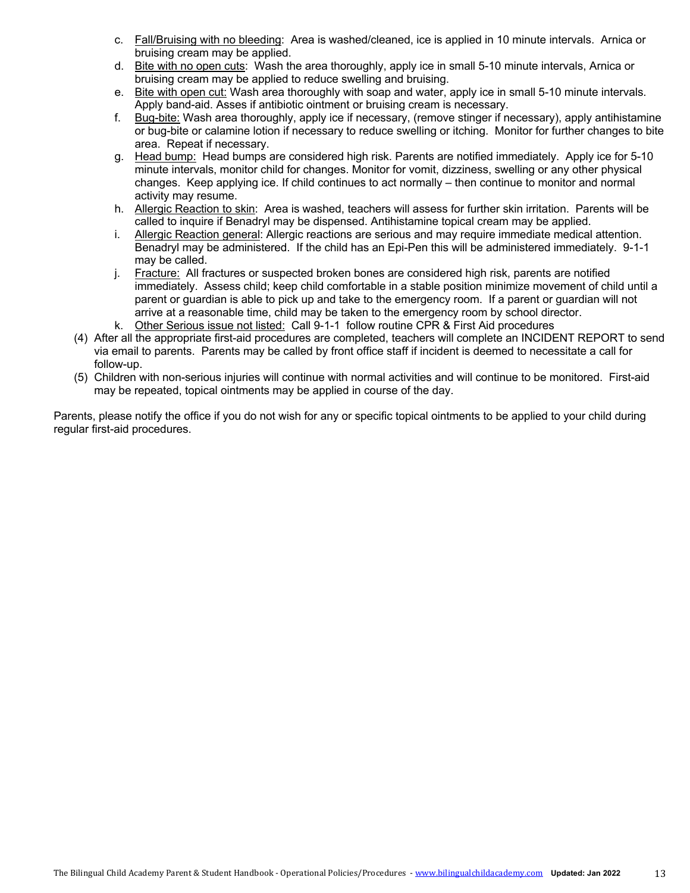c. Fall/Bruising with no bleeding: Area is washed/cleaned, ice is applied in 10 minute intervals. Arnica or bruising cream may be applied.
d. Bite with no open cuts: Wash the area thoroughly, apply ice in small 5-10 minute intervals, Arnica or bruising cream may be applied to reduce swelling and bruising.
e. Bite with open cut: Wash area thoroughly with soap and water, apply ice in small 5-10 minute intervals. Apply band-aid. Asses if antibiotic ointment or bruising cream is necessary.
f. Bug-bite: Wash area thoroughly, apply ice if necessary, (remove stinger if necessary), apply antihistamine or bug-bite or calamine lotion if necessary to reduce swelling or itching. Monitor for further changes to bite area. Repeat if necessary.
g. Head bump: Head bumps are considered high risk. Parents are notified immediately. Apply ice for 5-10 minute intervals, monitor child for changes. Monitor for vomit, dizziness, swelling or any other physical changes. Keep applying ice. If child continues to act normally – then continue to monitor and normal activity may resume.
h. Allergic Reaction to skin: Area is washed, teachers will assess for further skin irritation. Parents will be called to inquire if Benadryl may be dispensed. Antihistamine topical cream may be applied.
i. Allergic Reaction general: Allergic reactions are serious and may require immediate medical attention. Benadryl may be administered. If the child has an Epi-Pen this will be administered immediately. 9-1-1 may be called.
j. Fracture: All fractures or suspected broken bones are considered high risk, parents are notified immediately. Assess child; keep child comfortable in a stable position minimize movement of child until a parent or guardian is able to pick up and take to the emergency room. If a parent or guardian will not arrive at a reasonable time, child may be taken to the emergency room by school director.
k. Other Serious issue not listed: Call 9-1-1 follow routine CPR & First Aid procedures

(4) After all the appropriate first-aid procedures are completed, teachers will complete an INCIDENT REPORT to send via email to parents. Parents may be called by front office staff if incident is deemed to necessitate a call for follow-up.
(5) Children with non-serious injuries will continue with normal activities and will continue to be monitored. First-aid may be repeated, topical ointments may be applied in course of the day.

Parents, please notify the office if you do not wish for any or specific topical ointments to be applied to your child during regular first-aid procedures.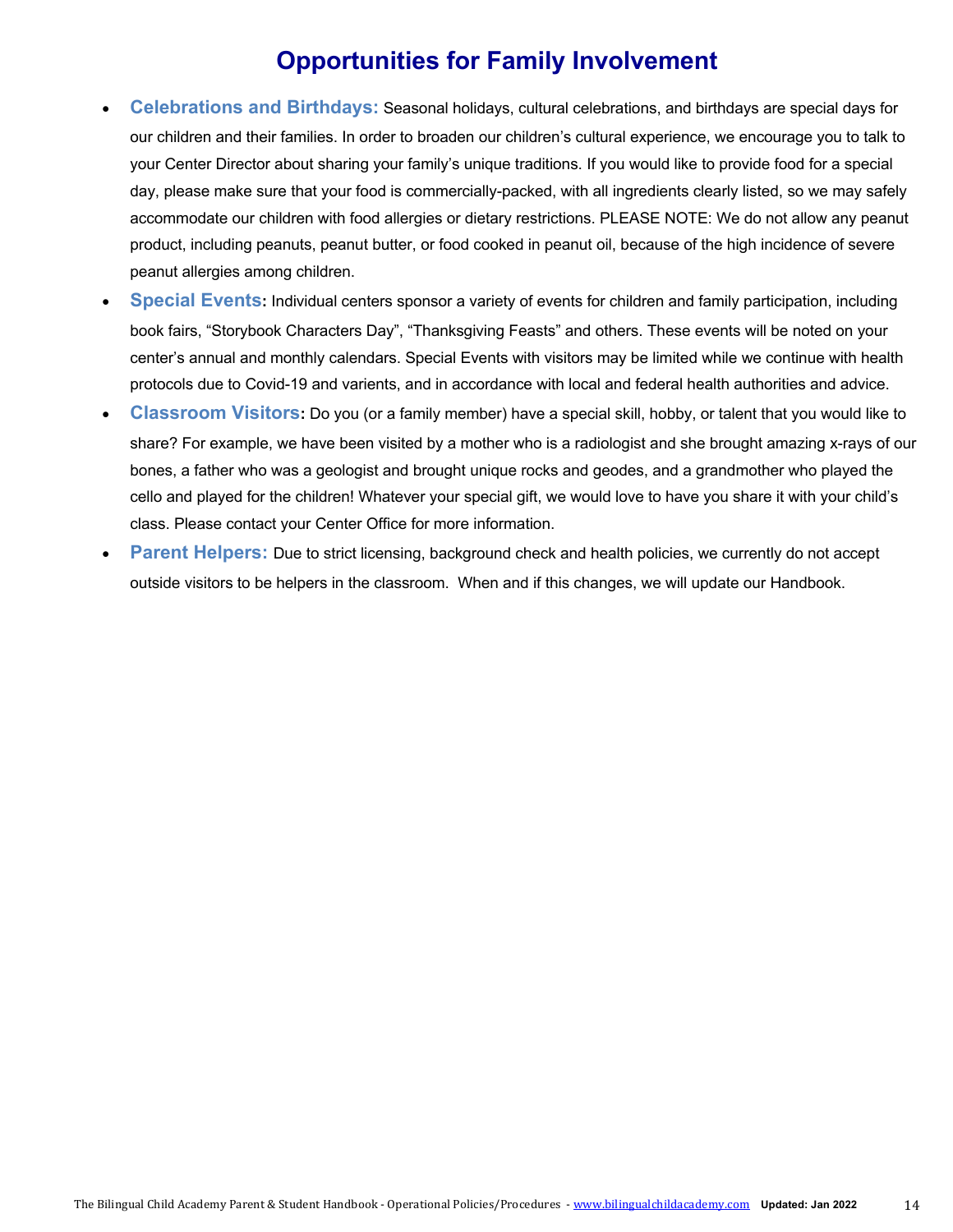# Opportunities for Family Involvement

- **Celebrations and Birthdays:** Seasonal holidays, cultural celebrations, and birthdays are special days for our children and their families. In order to broaden our children's cultural experience, we encourage you to talk to your Center Director about sharing your family's unique traditions. If you would like to provide food for a special day, please make sure that your food is commercially-packed, with all ingredients clearly listed, so we may safely accommodate our children with food allergies or dietary restrictions. PLEASE NOTE: We do not allow any peanut product, including peanuts, peanut butter, or food cooked in peanut oil, because of the high incidence of severe peanut allergies among children.
- **Special Events:** Individual centers sponsor a variety of events for children and family participation, including book fairs, "Storybook Characters Day", "Thanksgiving Feasts" and others. These events will be noted on your center's annual and monthly calendars. Special Events with visitors may be limited while we continue with health protocols due to Covid-19 and varients, and in accordance with local and federal health authorities and advice.
- **Classroom Visitors:** Do you (or a family member) have a special skill, hobby, or talent that you would like to share? For example, we have been visited by a mother who is a radiologist and she brought amazing x-rays of our bones, a father who was a geologist and brought unique rocks and geodes, and a grandmother who played the cello and played for the children! Whatever your special gift, we would love to have you share it with your child's class. Please contact your Center Office for more information.
- **Parent Helpers:** Due to strict licensing, background check and health policies, we currently do not accept outside visitors to be helpers in the classroom. When and if this changes, we will update our Handbook.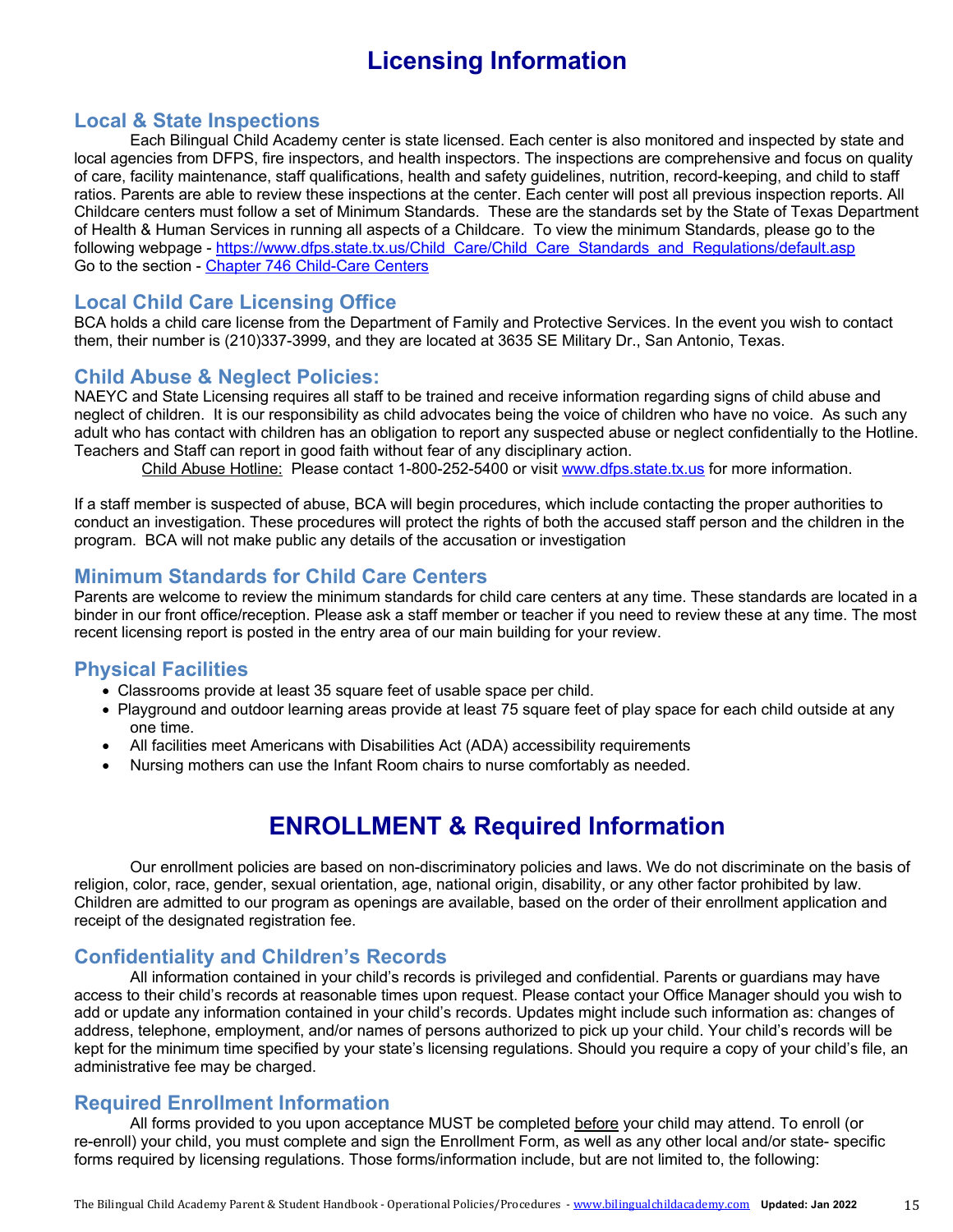# Licensing Information

## Local & State Inspections

Each Bilingual Child Academy center is state licensed. Each center is also monitored and inspected by state and local agencies from DFPS, fire inspectors, and health inspectors. The inspections are comprehensive and focus on quality of care, facility maintenance, staff qualifications, health and safety guidelines, nutrition, record-keeping, and child to staff ratios. Parents are able to review these inspections at the center. Each center will post all previous inspection reports. All Childcare centers must follow a set of Minimum Standards. These are the standards set by the State of Texas Department of Health & Human Services in running all aspects of a Childcare. To view the minimum Standards, please go to the following webpage - [https://www.dfps.state.tx.us/Child_Care/Child_Care_Standards_and_Regulations/default.asp](https://www.dfps.state.tx.us/Child_Care/Child_Care_Standards_and_Regulations/default.asp)
Go to the section - Chapter 746 Child-Care Centers

## Local Child Care Licensing Office

BCA holds a child care license from the Department of Family and Protective Services. In the event you wish to contact them, their number is (210)337-3999, and they are located at 3635 SE Military Dr., San Antonio, Texas.

## Child Abuse & Neglect Policies:

NAEYC and State Licensing requires all staff to be trained and receive information regarding signs of child abuse and neglect of children. It is our responsibility as child advocates being the voice of children who have no voice. As such any adult who has contact with children has an obligation to report any suspected abuse or neglect confidentially to the Hotline. Teachers and Staff can report in good faith without fear of any disciplinary action.

Child Abuse Hotline: Please contact 1-800-252-5400 or visit [www.dfps.state.tx.us](http://www.dfps.state.tx.us) for more information.

If a staff member is suspected of abuse, BCA will begin procedures, which include contacting the proper authorities to conduct an investigation. These procedures will protect the rights of both the accused staff person and the children in the program. BCA will not make public any details of the accusation or investigation

## Minimum Standards for Child Care Centers

Parents are welcome to review the minimum standards for child care centers at any time. These standards are located in a binder in our front office/reception. Please ask a staff member or teacher if you need to review these at any time. The most recent licensing report is posted in the entry area of our main building for your review.

## Physical Facilities

- Classrooms provide at least 35 square feet of usable space per child.
- Playground and outdoor learning areas provide at least 75 square feet of play space for each child outside at any one time.
- All facilities meet Americans with Disabilities Act (ADA) accessibility requirements
- Nursing mothers can use the Infant Room chairs to nurse comfortably as needed.

# ENROLLMENT & Required Information

Our enrollment policies are based on non-discriminatory policies and laws. We do not discriminate on the basis of religion, color, race, gender, sexual orientation, age, national origin, disability, or any other factor prohibited by law. Children are admitted to our program as openings are available, based on the order of their enrollment application and receipt of the designated registration fee.

## Confidentiality and Children's Records

All information contained in your child's records is privileged and confidential. Parents or guardians may have access to their child's records at reasonable times upon request. Please contact your Office Manager should you wish to add or update any information contained in your child's records. Updates might include such information as: changes of address, telephone, employment, and/or names of persons authorized to pick up your child. Your child's records will be kept for the minimum time specified by your state's licensing regulations. Should you require a copy of your child's file, an administrative fee may be charged.

## Required Enrollment Information

All forms provided to you upon acceptance MUST be completed before your child may attend. To enroll (or re-enroll) your child, you must complete and sign the Enrollment Form, as well as any other local and/or state- specific forms required by licensing regulations. Those forms/information include, but are not limited to, the following: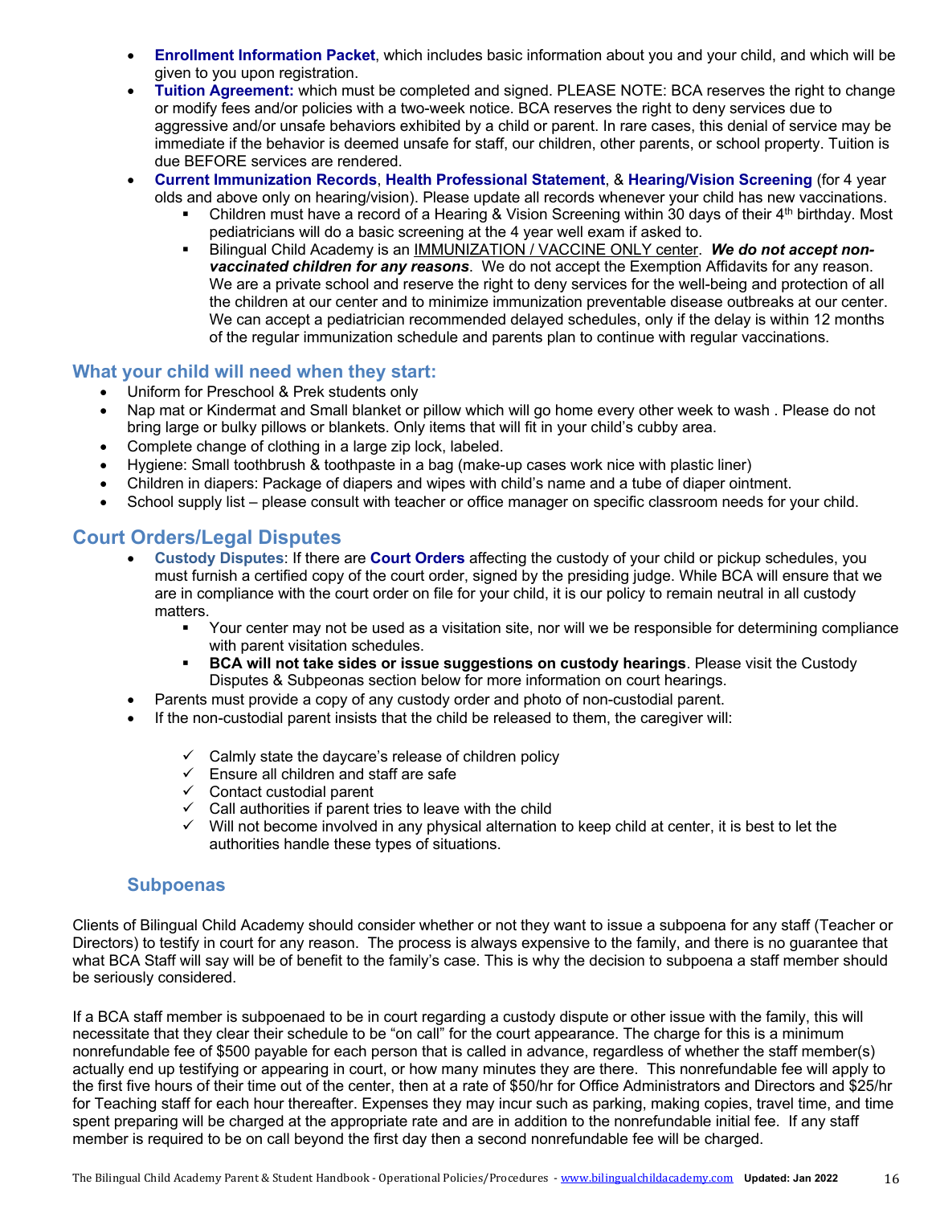- **Enrollment Information Packet**, which includes basic information about you and your child, and which will be given to you upon registration.
- **Tuition Agreement:** which must be completed and signed. PLEASE NOTE: BCA reserves the right to change or modify fees and/or policies with a two-week notice. BCA reserves the right to deny services due to aggressive and/or unsafe behaviors exhibited by a child or parent. In rare cases, this denial of service may be immediate if the behavior is deemed unsafe for staff, our children, other parents, or school property. Tuition is due BEFORE services are rendered.
- **Current Immunization Records**, **Health Professional Statement**, & **Hearing/Vision Screening** (for 4 year olds and above only on hearing/vision). Please update all records whenever your child has new vaccinations.
  - Children must have a record of a Hearing & Vision Screening within 30 days of their 4th birthday. Most pediatricians will do a basic screening at the 4 year well exam if asked to.
  - Bilingual Child Academy is an IMMUNIZATION / VACCINE ONLY center. ***We do not accept non-vaccinated children for any reasons***. We do not accept the Exemption Affidavits for any reason. We are a private school and reserve the right to deny services for the well-being and protection of all the children at our center and to minimize immunization preventable disease outbreaks at our center. We can accept a pediatrician recommended delayed schedules, only if the delay is within 12 months of the regular immunization schedule and parents plan to continue with regular vaccinations.

## What your child will need when they start:

- Uniform for Preschool & Prek students only
- Nap mat or Kindermat and Small blanket or pillow which will go home every other week to wash . Please do not bring large or bulky pillows or blankets. Only items that will fit in your child's cubby area.
- Complete change of clothing in a large zip lock, labeled.
- Hygiene: Small toothbrush & toothpaste in a bag (make-up cases work nice with plastic liner)
- Children in diapers: Package of diapers and wipes with child's name and a tube of diaper ointment.
- School supply list – please consult with teacher or office manager on specific classroom needs for your child.

## Court Orders/Legal Disputes

- **Custody Disputes**: If there are **Court Orders** affecting the custody of your child or pickup schedules, you must furnish a certified copy of the court order, signed by the presiding judge. While BCA will ensure that we are in compliance with the court order on file for your child, it is our policy to remain neutral in all custody matters.
  - Your center may not be used as a visitation site, nor will we be responsible for determining compliance with parent visitation schedules.
  - **BCA will not take sides or issue suggestions on custody hearings**. Please visit the Custody Disputes & Subpeonas section below for more information on court hearings.
- Parents must provide a copy of any custody order and photo of non-custodial parent.
- If the non-custodial parent insists that the child be released to them, the caregiver will:
  - ✓ Calmly state the daycare's release of children policy
  - ✓ Ensure all children and staff are safe
  - ✓ Contact custodial parent
  - ✓ Call authorities if parent tries to leave with the child
  - ✓ Will not become involved in any physical alternation to keep child at center, it is best to let the authorities handle these types of situations.

### Subpoenas

Clients of Bilingual Child Academy should consider whether or not they want to issue a subpoena for any staff (Teacher or Directors) to testify in court for any reason. The process is always expensive to the family, and there is no guarantee that what BCA Staff will say will be of benefit to the family's case. This is why the decision to subpoena a staff member should be seriously considered.

If a BCA staff member is subpoenaed to be in court regarding a custody dispute or other issue with the family, this will necessitate that they clear their schedule to be "on call" for the court appearance. The charge for this is a minimum nonrefundable fee of $500 payable for each person that is called in advance, regardless of whether the staff member(s) actually end up testifying or appearing in court, or how many minutes they are there. This nonrefundable fee will apply to the first five hours of their time out of the center, then at a rate of $50/hr for Office Administrators and Directors and $25/hr for Teaching staff for each hour thereafter. Expenses they may incur such as parking, making copies, travel time, and time spent preparing will be charged at the appropriate rate and are in addition to the nonrefundable initial fee. If any staff member is required to be on call beyond the first day then a second nonrefundable fee will be charged.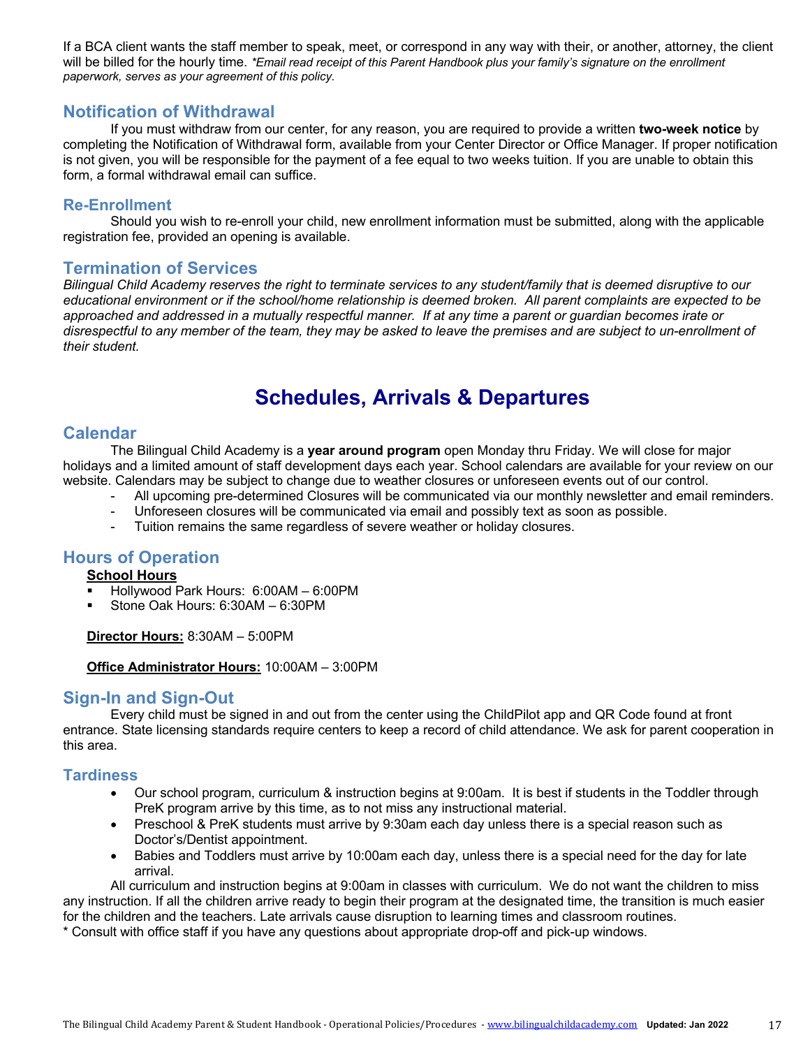If a BCA client wants the staff member to speak, meet, or correspond in any way with their, or another, attorney, the client will be billed for the hourly time. *\*Email read receipt of this Parent Handbook plus your family's signature on the enrollment paperwork, serves as your agreement of this policy.*

### Notification of Withdrawal

If you must withdraw from our center, for any reason, you are required to provide a written **two-week notice** by completing the Notification of Withdrawal form, available from your Center Director or Office Manager. If proper notification is not given, you will be responsible for the payment of a fee equal to two weeks tuition. If you are unable to obtain this form, a formal withdrawal email can suffice.

### Re-Enrollment

Should you wish to re-enroll your child, new enrollment information must be submitted, along with the applicable registration fee, provided an opening is available.

### Termination of Services

*Bilingual Child Academy reserves the right to terminate services to any student/family that is deemed disruptive to our educational environment or if the school/home relationship is deemed broken. All parent complaints are expected to be approached and addressed in a mutually respectful manner. If at any time a parent or guardian becomes irate or disrespectful to any member of the team, they may be asked to leave the premises and are subject to un-enrollment of their student.*

## Schedules, Arrivals & Departures

### Calendar

The Bilingual Child Academy is a **year around program** open Monday thru Friday. We will close for major holidays and a limited amount of staff development days each year. School calendars are available for your review on our website. Calendars may be subject to change due to weather closures or unforeseen events out of our control.

- All upcoming pre-determined Closures will be communicated via our monthly newsletter and email reminders.
- Unforeseen closures will be communicated via email and possibly text as soon as possible.
- Tuition remains the same regardless of severe weather or holiday closures.

### Hours of Operation

**School Hours**

- Hollywood Park Hours: 6:00AM – 6:00PM
- Stone Oak Hours: 6:30AM – 6:30PM

**Director Hours:** 8:30AM – 5:00PM

**Office Administrator Hours:** 10:00AM – 3:00PM

### Sign-In and Sign-Out

Every child must be signed in and out from the center using the ChildPilot app and QR Code found at front entrance. State licensing standards require centers to keep a record of child attendance. We ask for parent cooperation in this area.

### Tardiness

- Our school program, curriculum & instruction begins at 9:00am. It is best if students in the Toddler through PreK program arrive by this time, as to not miss any instructional material.
- Preschool & PreK students must arrive by 9:30am each day unless there is a special reason such as Doctor's/Dentist appointment.
- Babies and Toddlers must arrive by 10:00am each day, unless there is a special need for the day for late arrival.

All curriculum and instruction begins at 9:00am in classes with curriculum. We do not want the children to miss any instruction. If all the children arrive ready to begin their program at the designated time, the transition is much easier for the children and the teachers. Late arrivals cause disruption to learning times and classroom routines.

\* Consult with office staff if you have any questions about appropriate drop-off and pick-up windows.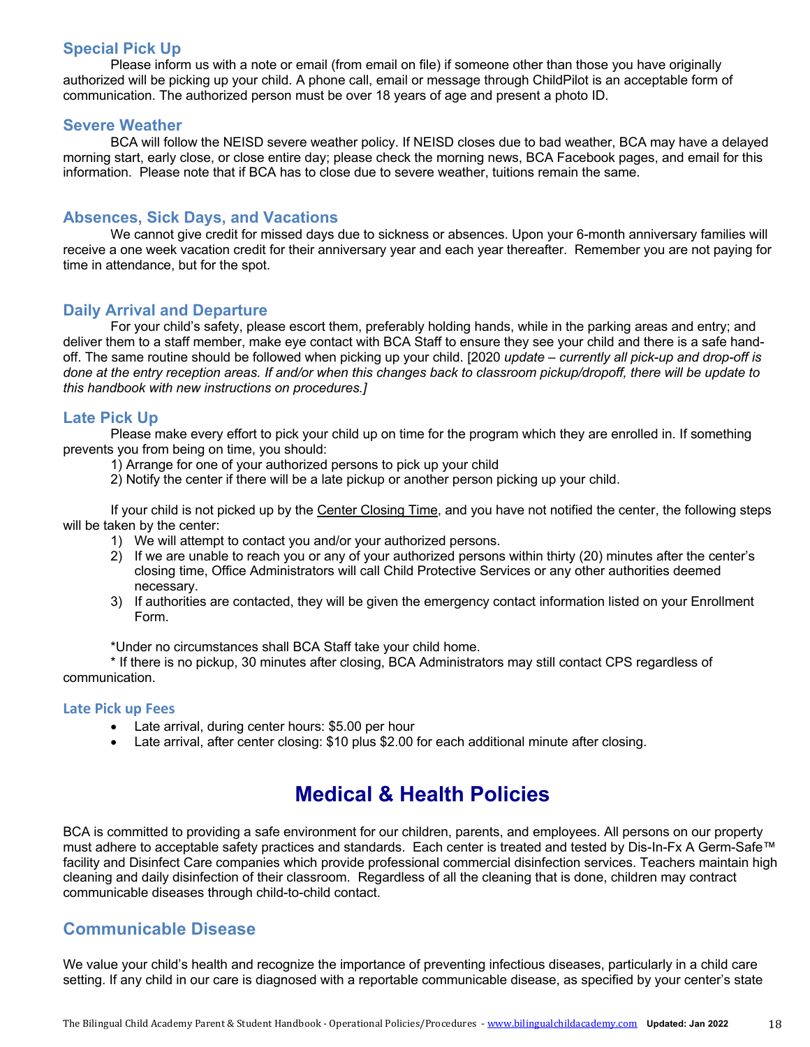### Special Pick Up

Please inform us with a note or email (from email on file) if someone other than those you have originally authorized will be picking up your child. A phone call, email or message through ChildPilot is an acceptable form of communication. The authorized person must be over 18 years of age and present a photo ID.

### Severe Weather

BCA will follow the NEISD severe weather policy. If NEISD closes due to bad weather, BCA may have a delayed morning start, early close, or close entire day; please check the morning news, BCA Facebook pages, and email for this information. Please note that if BCA has to close due to severe weather, tuitions remain the same.

### Absences, Sick Days, and Vacations

We cannot give credit for missed days due to sickness or absences. Upon your 6-month anniversary families will receive a one week vacation credit for their anniversary year and each year thereafter. Remember you are not paying for time in attendance, but for the spot.

### Daily Arrival and Departure

For your child's safety, please escort them, preferably holding hands, while in the parking areas and entry; and deliver them to a staff member, make eye contact with BCA Staff to ensure they see your child and there is a safe hand-off. The same routine should be followed when picking up your child. [2020 *update – currently all pick-up and drop-off is done at the entry reception areas. If and/or when this changes back to classroom pickup/dropoff, there will be update to this handbook with new instructions on procedures.]*

### Late Pick Up

Please make every effort to pick your child up on time for the program which they are enrolled in. If something prevents you from being on time, you should:

1) Arrange for one of your authorized persons to pick up your child
2) Notify the center if there will be a late pickup or another person picking up your child.

If your child is not picked up by the Center Closing Time, and you have not notified the center, the following steps will be taken by the center:

1) We will attempt to contact you and/or your authorized persons.
2) If we are unable to reach you or any of your authorized persons within thirty (20) minutes after the center's closing time, Office Administrators will call Child Protective Services or any other authorities deemed necessary.
3) If authorities are contacted, they will be given the emergency contact information listed on your Enrollment Form.

*Under no circumstances shall BCA Staff take your child home.

* If there is no pickup, 30 minutes after closing, BCA Administrators may still contact CPS regardless of communication.

#### Late Pick up Fees

- Late arrival, during center hours: $5.00 per hour
- Late arrival, after center closing: $10 plus $2.00 for each additional minute after closing.

## Medical & Health Policies

BCA is committed to providing a safe environment for our children, parents, and employees. All persons on our property must adhere to acceptable safety practices and standards. Each center is treated and tested by Dis-In-Fx A Germ-Safe™ facility and Disinfect Care companies which provide professional commercial disinfection services. Teachers maintain high cleaning and daily disinfection of their classroom. Regardless of all the cleaning that is done, children may contract communicable diseases through child-to-child contact.

### Communicable Disease

We value your child's health and recognize the importance of preventing infectious diseases, particularly in a child care setting. If any child in our care is diagnosed with a reportable communicable disease, as specified by your center's state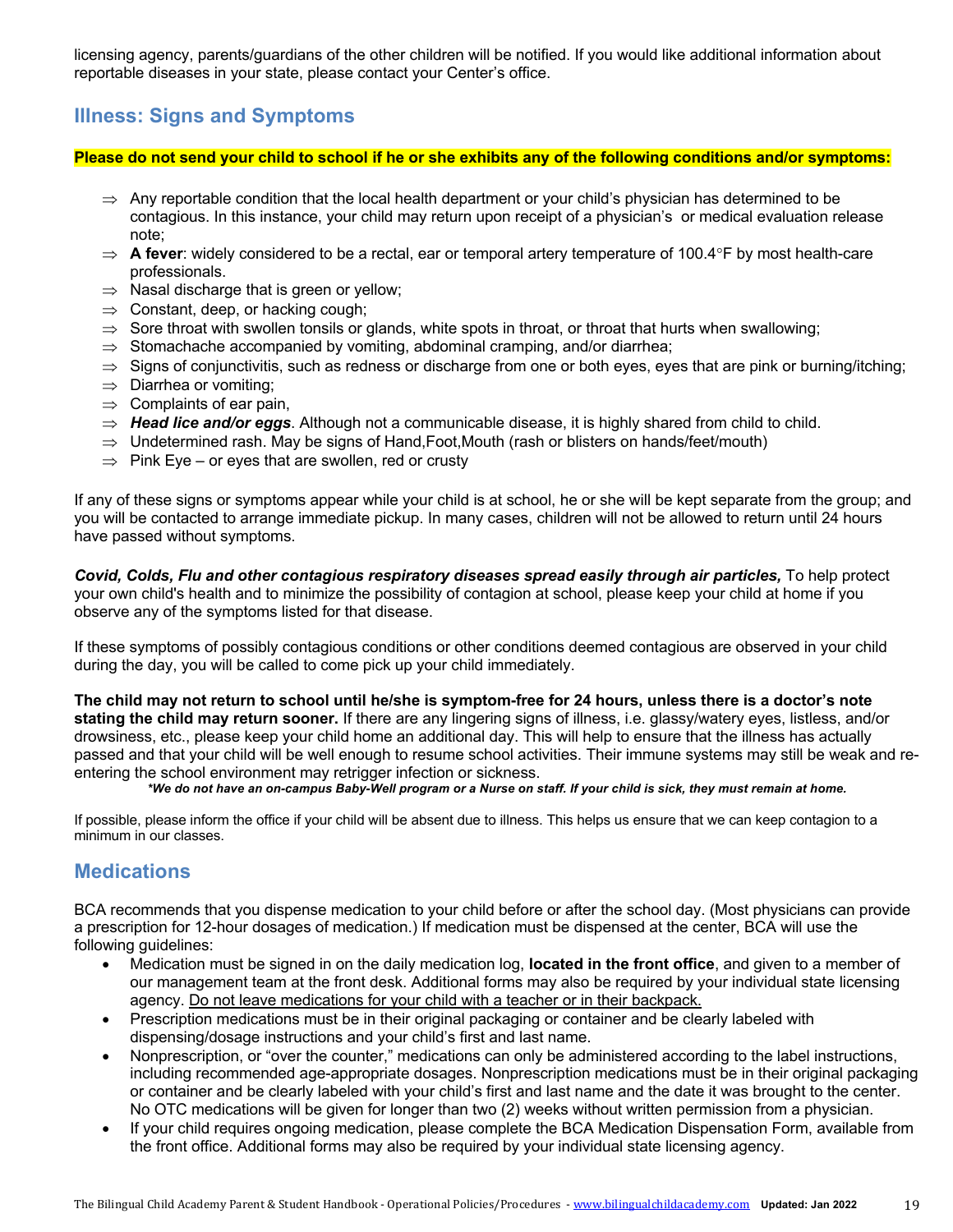licensing agency, parents/guardians of the other children will be notified. If you would like additional information about reportable diseases in your state, please contact your Center's office.

## Illness: Signs and Symptoms

**Please do not send your child to school if he or she exhibits any of the following conditions and/or symptoms:**

- ⇒ Any reportable condition that the local health department or your child's physician has determined to be contagious. In this instance, your child may return upon receipt of a physician's or medical evaluation release note;
- ⇒ **A fever**: widely considered to be a rectal, ear or temporal artery temperature of 100.4°F by most health-care professionals.
- ⇒ Nasal discharge that is green or yellow;
- ⇒ Constant, deep, or hacking cough;
- ⇒ Sore throat with swollen tonsils or glands, white spots in throat, or throat that hurts when swallowing;
- ⇒ Stomachache accompanied by vomiting, abdominal cramping, and/or diarrhea;
- ⇒ Signs of conjunctivitis, such as redness or discharge from one or both eyes, eyes that are pink or burning/itching;
- ⇒ Diarrhea or vomiting;
- ⇒ Complaints of ear pain,
- ⇒ ***Head lice and/or eggs***. Although not a communicable disease, it is highly shared from child to child.
- ⇒ Undetermined rash. May be signs of Hand,Foot,Mouth (rash or blisters on hands/feet/mouth)
- ⇒ Pink Eye – or eyes that are swollen, red or crusty

If any of these signs or symptoms appear while your child is at school, he or she will be kept separate from the group; and you will be contacted to arrange immediate pickup. In many cases, children will not be allowed to return until 24 hours have passed without symptoms.

***Covid, Colds, Flu and other contagious respiratory diseases spread easily through air particles,*** To help protect your own child's health and to minimize the possibility of contagion at school, please keep your child at home if you observe any of the symptoms listed for that disease.

If these symptoms of possibly contagious conditions or other conditions deemed contagious are observed in your child during the day, you will be called to come pick up your child immediately.

**The child may not return to school until he/she is symptom-free for 24 hours, unless there is a doctor's note stating the child may return sooner.** If there are any lingering signs of illness, i.e. glassy/watery eyes, listless, and/or drowsiness, etc., please keep your child home an additional day. This will help to ensure that the illness has actually passed and that your child will be well enough to resume school activities. Their immune systems may still be weak and re-entering the school environment may retrigger infection or sickness.

***We do not have an on-campus Baby-Well program or a Nurse on staff. If your child is sick, they must remain at home.***

If possible, please inform the office if your child will be absent due to illness. This helps us ensure that we can keep contagion to a minimum in our classes.

## Medications

BCA recommends that you dispense medication to your child before or after the school day. (Most physicians can provide a prescription for 12-hour dosages of medication.) If medication must be dispensed at the center, BCA will use the following guidelines:

- Medication must be signed in on the daily medication log, **located in the front office**, and given to a member of our management team at the front desk. Additional forms may also be required by your individual state licensing agency. Do not leave medications for your child with a teacher or in their backpack.
- Prescription medications must be in their original packaging or container and be clearly labeled with dispensing/dosage instructions and your child's first and last name.
- Nonprescription, or "over the counter," medications can only be administered according to the label instructions, including recommended age-appropriate dosages. Nonprescription medications must be in their original packaging or container and be clearly labeled with your child's first and last name and the date it was brought to the center. No OTC medications will be given for longer than two (2) weeks without written permission from a physician.
- If your child requires ongoing medication, please complete the BCA Medication Dispensation Form, available from the front office. Additional forms may also be required by your individual state licensing agency.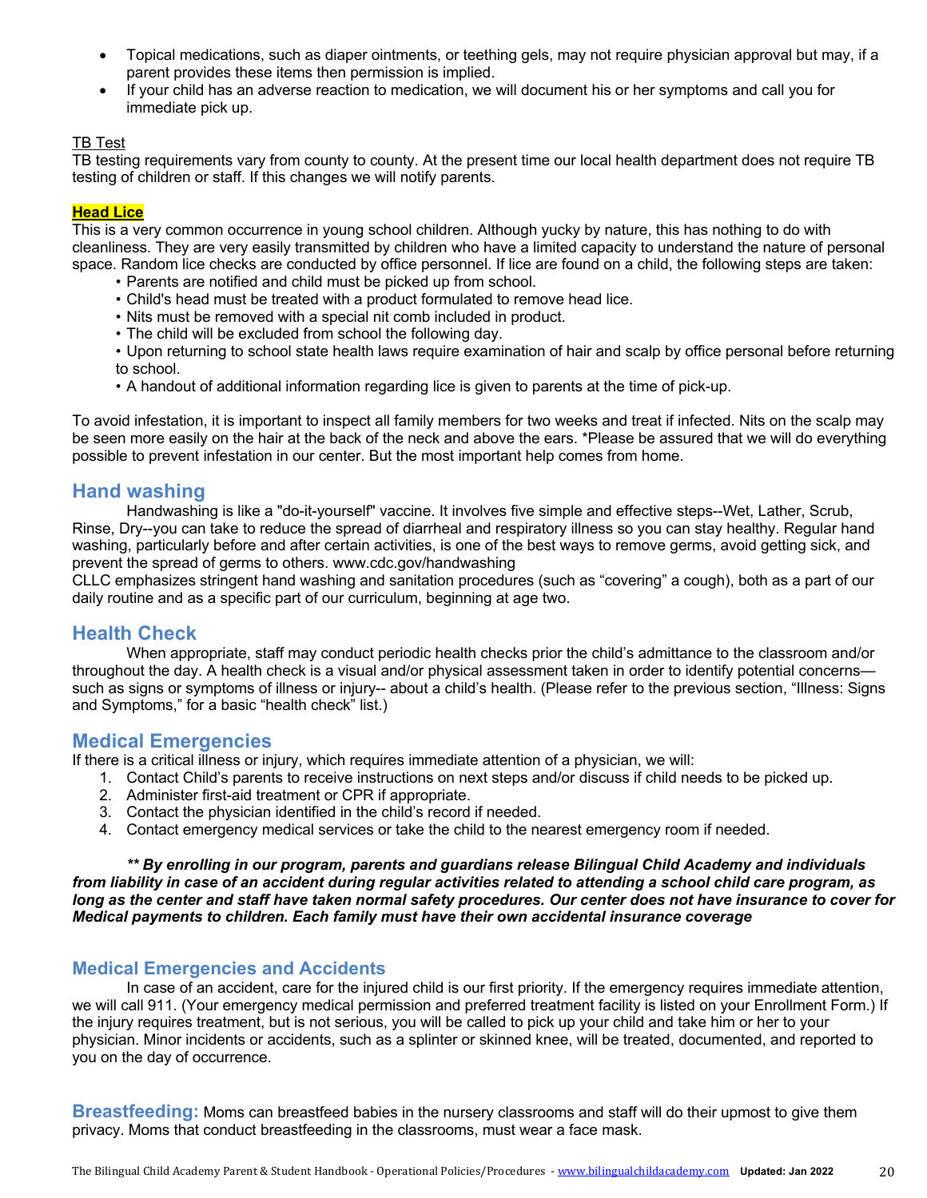- Topical medications, such as diaper ointments, or teething gels, may not require physician approval but may, if a parent provides these items then permission is implied.
- If your child has an adverse reaction to medication, we will document his or her symptoms and call you for immediate pick up.

TB Test

TB testing requirements vary from county to county. At the present time our local health department does not require TB testing of children or staff. If this changes we will notify parents.

**Head Lice**

This is a very common occurrence in young school children. Although yucky by nature, this has nothing to do with cleanliness. They are very easily transmitted by children who have a limited capacity to understand the nature of personal space. Random lice checks are conducted by office personnel. If lice are found on a child, the following steps are taken:

- Parents are notified and child must be picked up from school.
- Child's head must be treated with a product formulated to remove head lice.
- Nits must be removed with a special nit comb included in product.
- The child will be excluded from school the following day.
- Upon returning to school state health laws require examination of hair and scalp by office personal before returning to school.
- A handout of additional information regarding lice is given to parents at the time of pick-up.

To avoid infestation, it is important to inspect all family members for two weeks and treat if infected. Nits on the scalp may be seen more easily on the hair at the back of the neck and above the ears. *Please be assured that we will do everything possible to prevent infestation in our center. But the most important help comes from home.

## Hand washing

Handwashing is like a "do-it-yourself" vaccine. It involves five simple and effective steps--Wet, Lather, Scrub, Rinse, Dry--you can take to reduce the spread of diarrheal and respiratory illness so you can stay healthy. Regular hand washing, particularly before and after certain activities, is one of the best ways to remove germs, avoid getting sick, and prevent the spread of germs to others. www.cdc.gov/handwashing

CLLC emphasizes stringent hand washing and sanitation procedures (such as "covering" a cough), both as a part of our daily routine and as a specific part of our curriculum, beginning at age two.

## Health Check

When appropriate, staff may conduct periodic health checks prior the child's admittance to the classroom and/or throughout the day. A health check is a visual and/or physical assessment taken in order to identify potential concerns—such as signs or symptoms of illness or injury-- about a child's health. (Please refer to the previous section, "Illness: Signs and Symptoms," for a basic "health check" list.)

## Medical Emergencies

If there is a critical illness or injury, which requires immediate attention of a physician, we will:

1. Contact Child's parents to receive instructions on next steps and/or discuss if child needs to be picked up.
2. Administer first-aid treatment or CPR if appropriate.
3. Contact the physician identified in the child's record if needed.
4. Contact emergency medical services or take the child to the nearest emergency room if needed.

***\*\* By enrolling in our program, parents and guardians release Bilingual Child Academy and individuals from liability in case of an accident during regular activities related to attending a school child care program, as long as the center and staff have taken normal safety procedures. Our center does not have insurance to cover for Medical payments to children. Each family must have their own accidental insurance coverage***

## Medical Emergencies and Accidents

In case of an accident, care for the injured child is our first priority. If the emergency requires immediate attention, we will call 911. (Your emergency medical permission and preferred treatment facility is listed on your Enrollment Form.) If the injury requires treatment, but is not serious, you will be called to pick up your child and take him or her to your physician. Minor incidents or accidents, such as a splinter or skinned knee, will be treated, documented, and reported to you on the day of occurrence.

**Breastfeeding:** Moms can breastfeed babies in the nursery classrooms and staff will do their upmost to give them privacy. Moms that conduct breastfeeding in the classrooms, must wear a face mask.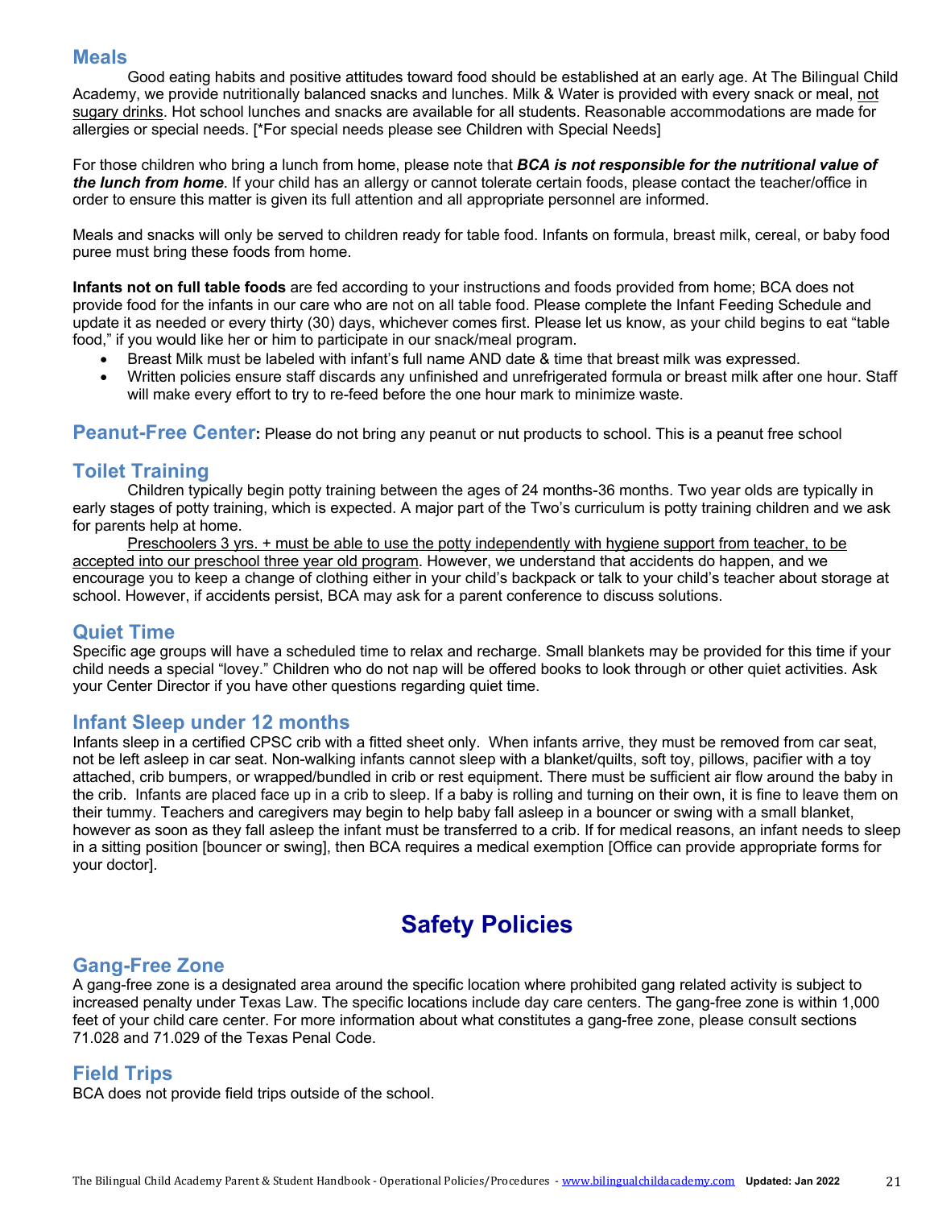## Meals

Good eating habits and positive attitudes toward food should be established at an early age. At The Bilingual Child Academy, we provide nutritionally balanced snacks and lunches. Milk & Water is provided with every snack or meal, not sugary drinks. Hot school lunches and snacks are available for all students. Reasonable accommodations are made for allergies or special needs. [*For special needs please see Children with Special Needs]

For those children who bring a lunch from home, please note that ***BCA is not responsible for the nutritional value of the lunch from home***. If your child has an allergy or cannot tolerate certain foods, please contact the teacher/office in order to ensure this matter is given its full attention and all appropriate personnel are informed.

Meals and snacks will only be served to children ready for table food. Infants on formula, breast milk, cereal, or baby food puree must bring these foods from home.

**Infants not on full table foods** are fed according to your instructions and foods provided from home; BCA does not provide food for the infants in our care who are not on all table food. Please complete the Infant Feeding Schedule and update it as needed or every thirty (30) days, whichever comes first. Please let us know, as your child begins to eat "table food," if you would like her or him to participate in our snack/meal program.

- Breast Milk must be labeled with infant's full name AND date & time that breast milk was expressed.
- Written policies ensure staff discards any unfinished and unrefrigerated formula or breast milk after one hour. Staff will make every effort to try to re-feed before the one hour mark to minimize waste.

**Peanut-Free Center:** Please do not bring any peanut or nut products to school. This is a peanut free school

## Toilet Training

Children typically begin potty training between the ages of 24 months-36 months. Two year olds are typically in early stages of potty training, which is expected. A major part of the Two's curriculum is potty training children and we ask for parents help at home.

Preschoolers 3 yrs. + must be able to use the potty independently with hygiene support from teacher, to be accepted into our preschool three year old program. However, we understand that accidents do happen, and we encourage you to keep a change of clothing either in your child's backpack or talk to your child's teacher about storage at school. However, if accidents persist, BCA may ask for a parent conference to discuss solutions.

## Quiet Time

Specific age groups will have a scheduled time to relax and recharge. Small blankets may be provided for this time if your child needs a special "lovey." Children who do not nap will be offered books to look through or other quiet activities. Ask your Center Director if you have other questions regarding quiet time.

## Infant Sleep under 12 months

Infants sleep in a certified CPSC crib with a fitted sheet only. When infants arrive, they must be removed from car seat, not be left asleep in car seat. Non-walking infants cannot sleep with a blanket/quilts, soft toy, pillows, pacifier with a toy attached, crib bumpers, or wrapped/bundled in crib or rest equipment. There must be sufficient air flow around the baby in the crib. Infants are placed face up in a crib to sleep. If a baby is rolling and turning on their own, it is fine to leave them on their tummy. Teachers and caregivers may begin to help baby fall asleep in a bouncer or swing with a small blanket, however as soon as they fall asleep the infant must be transferred to a crib. If for medical reasons, an infant needs to sleep in a sitting position [bouncer or swing], then BCA requires a medical exemption [Office can provide appropriate forms for your doctor].

# Safety Policies

## Gang-Free Zone

A gang-free zone is a designated area around the specific location where prohibited gang related activity is subject to increased penalty under Texas Law. The specific locations include day care centers. The gang-free zone is within 1,000 feet of your child care center. For more information about what constitutes a gang-free zone, please consult sections 71.028 and 71.029 of the Texas Penal Code.

## Field Trips

BCA does not provide field trips outside of the school.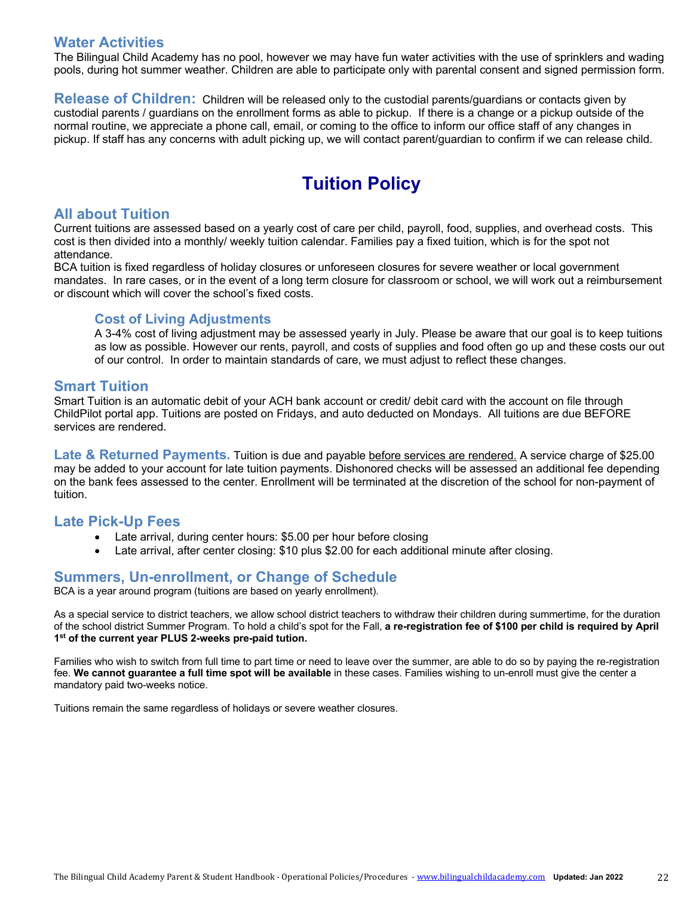## Water Activities

The Bilingual Child Academy has no pool, however we may have fun water activities with the use of sprinklers and wading pools, during hot summer weather. Children are able to participate only with parental consent and signed permission form.

**Release of Children:** Children will be released only to the custodial parents/guardians or contacts given by custodial parents / guardians on the enrollment forms as able to pickup. If there is a change or a pickup outside of the normal routine, we appreciate a phone call, email, or coming to the office to inform our office staff of any changes in pickup. If staff has any concerns with adult picking up, we will contact parent/guardian to confirm if we can release child.

# Tuition Policy

## All about Tuition

Current tuitions are assessed based on a yearly cost of care per child, payroll, food, supplies, and overhead costs. This cost is then divided into a monthly/ weekly tuition calendar. Families pay a fixed tuition, which is for the spot not attendance.

BCA tuition is fixed regardless of holiday closures or unforeseen closures for severe weather or local government mandates. In rare cases, or in the event of a long term closure for classroom or school, we will work out a reimbursement or discount which will cover the school's fixed costs.

### Cost of Living Adjustments

A 3-4% cost of living adjustment may be assessed yearly in July. Please be aware that our goal is to keep tuitions as low as possible. However our rents, payroll, and costs of supplies and food often go up and these costs our out of our control. In order to maintain standards of care, we must adjust to reflect these changes.

## Smart Tuition

Smart Tuition is an automatic debit of your ACH bank account or credit/ debit card with the account on file through ChildPilot portal app. Tuitions are posted on Fridays, and auto deducted on Mondays. All tuitions are due BEFORE services are rendered.

**Late & Returned Payments.** Tuition is due and payable before services are rendered. A service charge of $25.00 may be added to your account for late tuition payments. Dishonored checks will be assessed an additional fee depending on the bank fees assessed to the center. Enrollment will be terminated at the discretion of the school for non-payment of tuition.

## Late Pick-Up Fees

- Late arrival, during center hours: $5.00 per hour before closing
- Late arrival, after center closing: $10 plus $2.00 for each additional minute after closing.

## Summers, Un-enrollment, or Change of Schedule

BCA is a year around program (tuitions are based on yearly enrollment).

As a special service to district teachers, we allow school district teachers to withdraw their children during summertime, for the duration of the school district Summer Program. To hold a child's spot for the Fall, **a re-registration fee of $100 per child is required by April 1st of the current year PLUS 2-weeks pre-paid tution.**

Families who wish to switch from full time to part time or need to leave over the summer, are able to do so by paying the re-registration fee. **We cannot guarantee a full time spot will be available** in these cases. Families wishing to un-enroll must give the center a mandatory paid two-weeks notice.

Tuitions remain the same regardless of holidays or severe weather closures.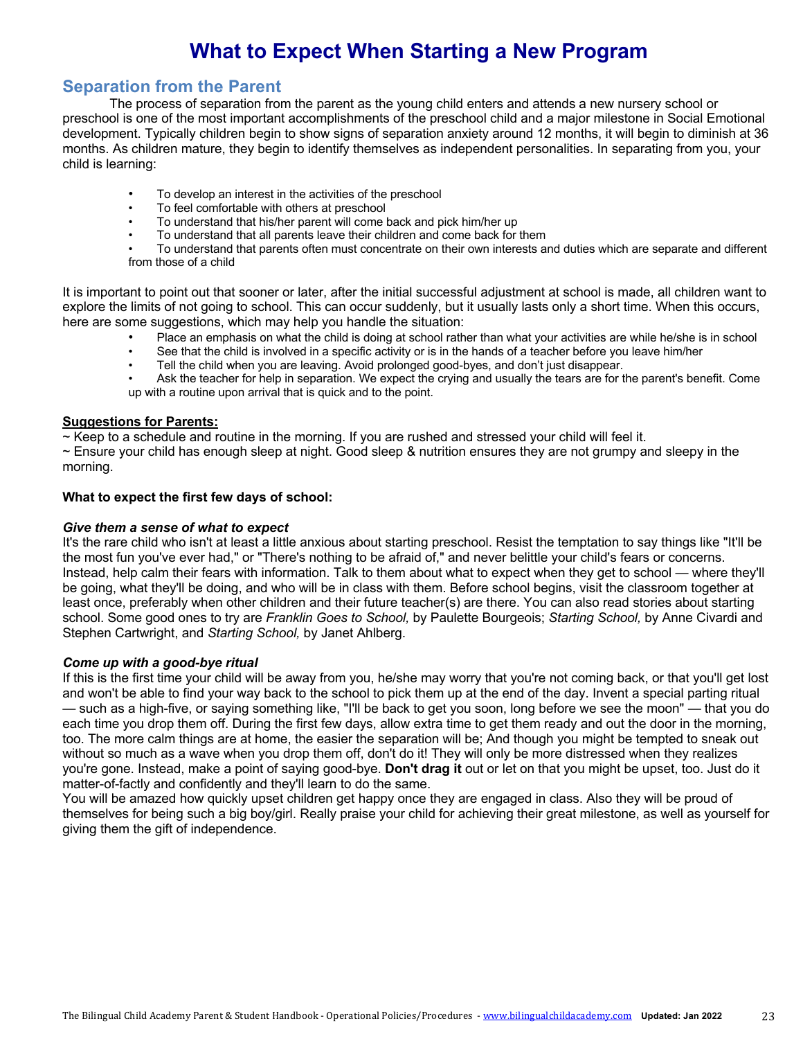# What to Expect When Starting a New Program

## Separation from the Parent

The process of separation from the parent as the young child enters and attends a new nursery school or preschool is one of the most important accomplishments of the preschool child and a major milestone in Social Emotional development. Typically children begin to show signs of separation anxiety around 12 months, it will begin to diminish at 36 months. As children mature, they begin to identify themselves as independent personalities. In separating from you, your child is learning:

- To develop an interest in the activities of the preschool
- To feel comfortable with others at preschool
- To understand that his/her parent will come back and pick him/her up
- To understand that all parents leave their children and come back for them
- To understand that parents often must concentrate on their own interests and duties which are separate and different from those of a child

It is important to point out that sooner or later, after the initial successful adjustment at school is made, all children want to explore the limits of not going to school. This can occur suddenly, but it usually lasts only a short time. When this occurs, here are some suggestions, which may help you handle the situation:

- Place an emphasis on what the child is doing at school rather than what your activities are while he/she is in school
- See that the child is involved in a specific activity or is in the hands of a teacher before you leave him/her
- Tell the child when you are leaving. Avoid prolonged good-byes, and don't just disappear.
- Ask the teacher for help in separation. We expect the crying and usually the tears are for the parent's benefit. Come up with a routine upon arrival that is quick and to the point.

**Suggestions for Parents:**

~ Keep to a schedule and routine in the morning. If you are rushed and stressed your child will feel it.
~ Ensure your child has enough sleep at night. Good sleep & nutrition ensures they are not grumpy and sleepy in the morning.

**What to expect the first few days of school:**

***Give them a sense of what to expect***

It's the rare child who isn't at least a little anxious about starting preschool. Resist the temptation to say things like "It'll be the most fun you've ever had," or "There's nothing to be afraid of," and never belittle your child's fears or concerns. Instead, help calm their fears with information. Talk to them about what to expect when they get to school — where they'll be going, what they'll be doing, and who will be in class with them. Before school begins, visit the classroom together at least once, preferably when other children and their future teacher(s) are there. You can also read stories about starting school. Some good ones to try are *Franklin Goes to School,* by Paulette Bourgeois; *Starting School,* by Anne Civardi and Stephen Cartwright, and *Starting School,* by Janet Ahlberg.

***Come up with a good-bye ritual***

If this is the first time your child will be away from you, he/she may worry that you're not coming back, or that you'll get lost and won't be able to find your way back to the school to pick them up at the end of the day. Invent a special parting ritual — such as a high-five, or saying something like, "I'll be back to get you soon, long before we see the moon" — that you do each time you drop them off. During the first few days, allow extra time to get them ready and out the door in the morning, too. The more calm things are at home, the easier the separation will be; And though you might be tempted to sneak out without so much as a wave when you drop them off, don't do it! They will only be more distressed when they realizes you're gone. Instead, make a point of saying good-bye. **Don't drag it** out or let on that you might be upset, too. Just do it matter-of-factly and confidently and they'll learn to do the same.

You will be amazed how quickly upset children get happy once they are engaged in class. Also they will be proud of themselves for being such a big boy/girl. Really praise your child for achieving their great milestone, as well as yourself for giving them the gift of independence.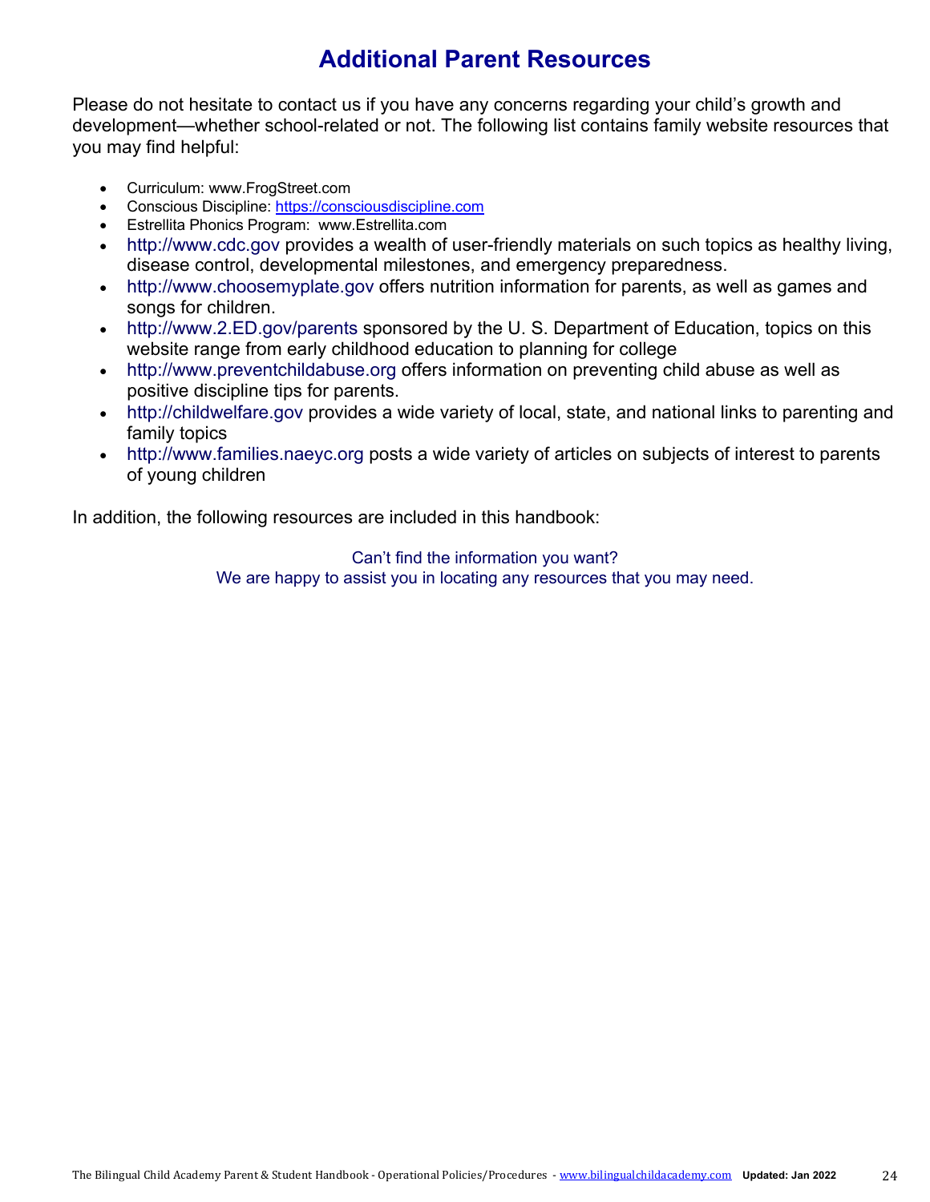# Additional Parent Resources

Please do not hesitate to contact us if you have any concerns regarding your child's growth and development—whether school-related or not. The following list contains family website resources that you may find helpful:

- Curriculum: www.FrogStreet.com
- Conscious Discipline: https://consciousdiscipline.com
- Estrellita Phonics Program: www.Estrellita.com
- http://www.cdc.gov provides a wealth of user-friendly materials on such topics as healthy living, disease control, developmental milestones, and emergency preparedness.
- http://www.choosemyplate.gov offers nutrition information for parents, as well as games and songs for children.
- http://www.2.ED.gov/parents sponsored by the U. S. Department of Education, topics on this website range from early childhood education to planning for college
- http://www.preventchildabuse.org offers information on preventing child abuse as well as positive discipline tips for parents.
- http://childwelfare.gov provides a wide variety of local, state, and national links to parenting and family topics
- http://www.families.naeyc.org posts a wide variety of articles on subjects of interest to parents of young children

In addition, the following resources are included in this handbook:

Can't find the information you want?
We are happy to assist you in locating any resources that you may need.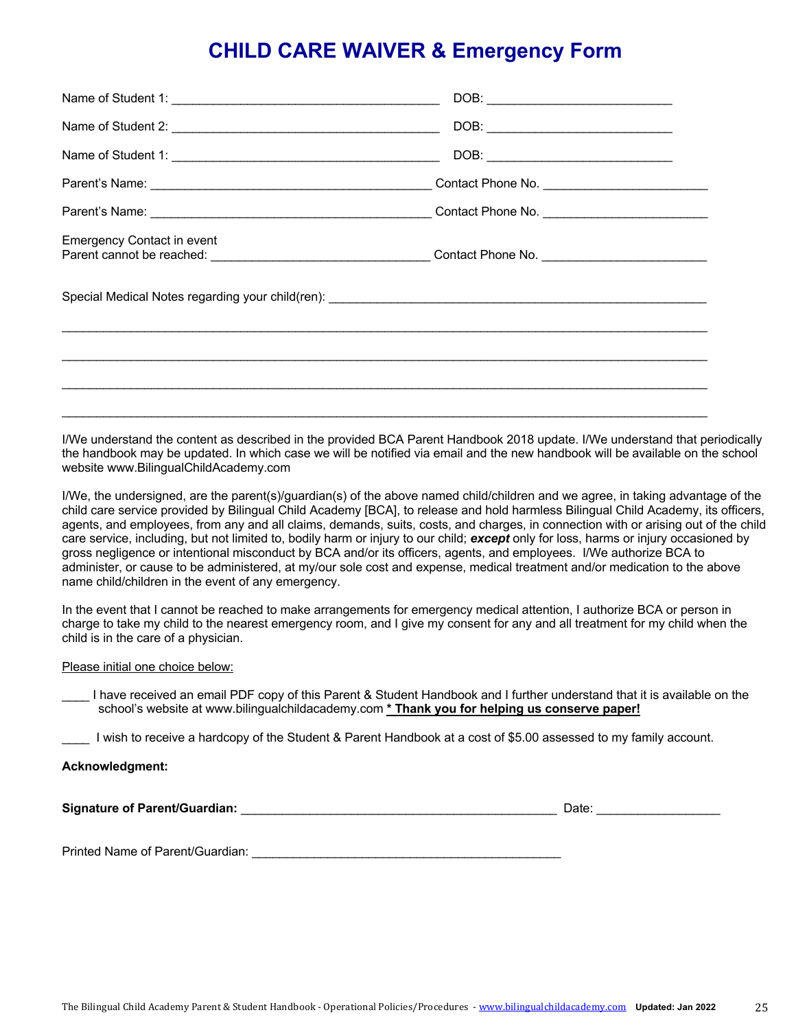// CHILD CARE WAIVER & Emergency Form

Name of Student 1: _______________________________________ DOB: ___________________________

Name of Student 2: _______________________________________ DOB: ___________________________

Name of Student 1: _______________________________________ DOB: ___________________________

Parent's Name: __________________________________________ Contact Phone No. ________________________

Parent's Name: __________________________________________ Contact Phone No. ________________________

Emergency Contact in event
Parent cannot be reached: ________________________________ Contact Phone No. ________________________

Special Medical Notes regarding your child(ren): _________________________________________________________

_______________________________________________________________________________________________

_______________________________________________________________________________________________

_______________________________________________________________________________________________

_______________________________________________________________________________________________

I/We understand the content as described in the provided BCA Parent Handbook 2018 update. I/We understand that periodically the handbook may be updated. In which case we will be notified via email and the new handbook will be available on the school website www.BilingualChildAcademy.com

I/We, the undersigned, are the parent(s)/guardian(s) of the above named child/children and we agree, in taking advantage of the child care service provided by Bilingual Child Academy [BCA], to release and hold harmless Bilingual Child Academy, its officers, agents, and employees, from any and all claims, demands, suits, costs, and charges, in connection with or arising out of the child care service, including, but not limited to, bodily harm or injury to our child; ***except*** only for loss, harms or injury occasioned by gross negligence or intentional misconduct by BCA and/or its officers, agents, and employees. I/We authorize BCA to administer, or cause to be administered, at my/our sole cost and expense, medical treatment and/or medication to the above name child/children in the event of any emergency.

In the event that I cannot be reached to make arrangements for emergency medical attention, I authorize BCA or person in charge to take my child to the nearest emergency room, and I give my consent for any and all treatment for my child when the child is in the care of a physician.

Please initial one choice below:

____ I have received an email PDF copy of this Parent & Student Handbook and I further understand that it is available on the school's website at www.bilingualchildacademy.com **\* Thank you for helping us conserve paper!**

____ I wish to receive a hardcopy of the Student & Parent Handbook at a cost of $5.00 assessed to my family account.

**Acknowledgment:**

**Signature of Parent/Guardian:** ______________________________________________ Date: _________________

Printed Name of Parent/Guardian: ______________________________________________